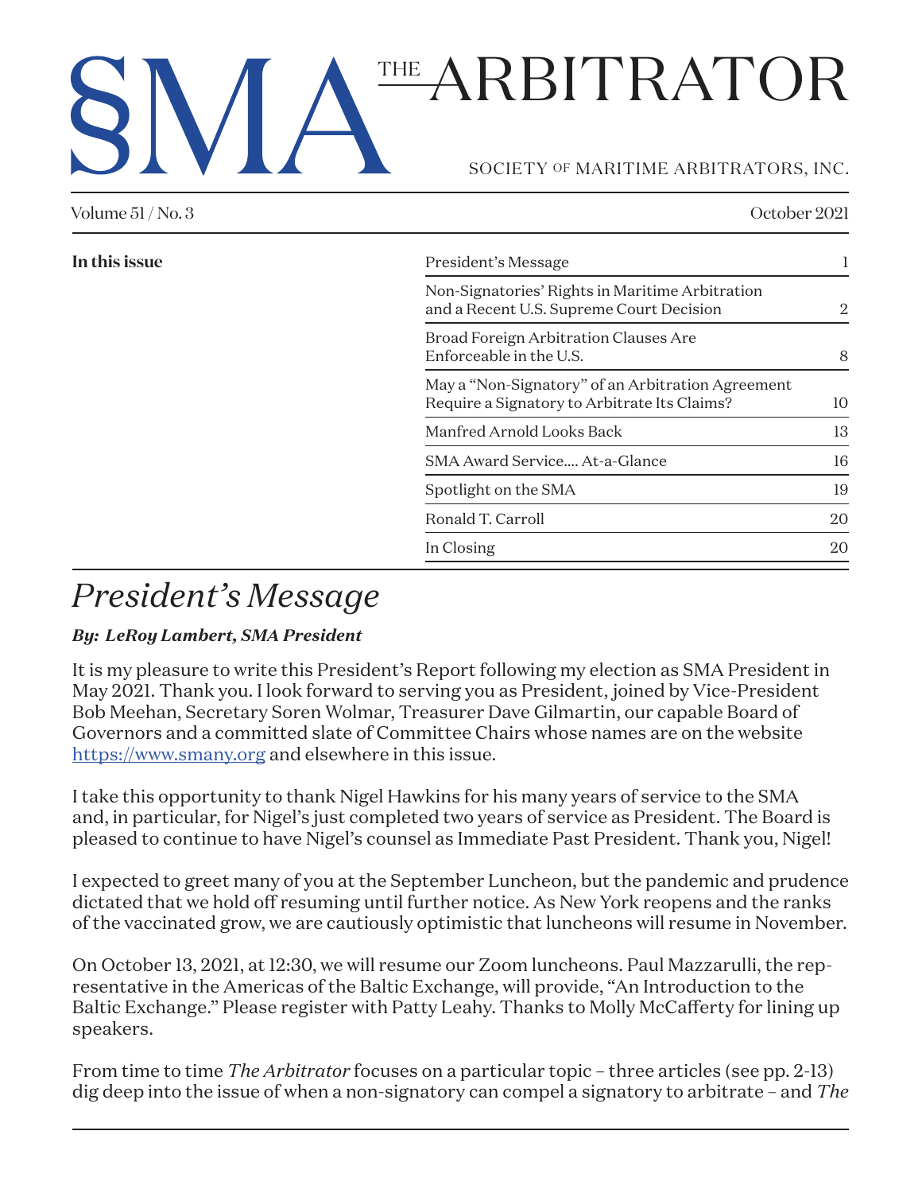# SMA THE ARBITRATOR

SOCIETY OF MARITIME ARBITRATORS, INC.

Volume 51 / No. 3 October 2021

**In this issue**

| | |
|---|---|
| President's Message | 1 |
| Non-Signatories' Rights in Maritime Arbitration and a Recent U.S. Supreme Court Decision | 2 |
| Broad Foreign Arbitration Clauses Are Enforceable in the U.S. | 8 |
| May a "Non-Signatory" of an Arbitration Agreement Require a Signatory to Arbitrate Its Claims? | 10 |
| Manfred Arnold Looks Back | 13 |
| SMA Award Service.... At-a-Glance | 16 |
| Spotlight on the SMA | 19 |
| Ronald T. Carroll | 20 |
| In Closing | 20 |

# *President's Message*

***By: LeRoy Lambert, SMA President***

It is my pleasure to write this President's Report following my election as SMA President in May 2021. Thank you. I look forward to serving you as President, joined by Vice-President Bob Meehan, Secretary Soren Wolmar, Treasurer Dave Gilmartin, our capable Board of Governors and a committed slate of Committee Chairs whose names are on the website https://www.smany.org and elsewhere in this issue.

I take this opportunity to thank Nigel Hawkins for his many years of service to the SMA and, in particular, for Nigel's just completed two years of service as President. The Board is pleased to continue to have Nigel's counsel as Immediate Past President. Thank you, Nigel!

I expected to greet many of you at the September Luncheon, but the pandemic and prudence dictated that we hold off resuming until further notice. As New York reopens and the ranks of the vaccinated grow, we are cautiously optimistic that luncheons will resume in November.

On October 13, 2021, at 12:30, we will resume our Zoom luncheons. Paul Mazzarulli, the representative in the Americas of the Baltic Exchange, will provide, "An Introduction to the Baltic Exchange." Please register with Patty Leahy. Thanks to Molly McCafferty for lining up speakers.

From time to time *The Arbitrator* focuses on a particular topic – three articles (see pp. 2-13) dig deep into the issue of when a non-signatory can compel a signatory to arbitrate – and *The*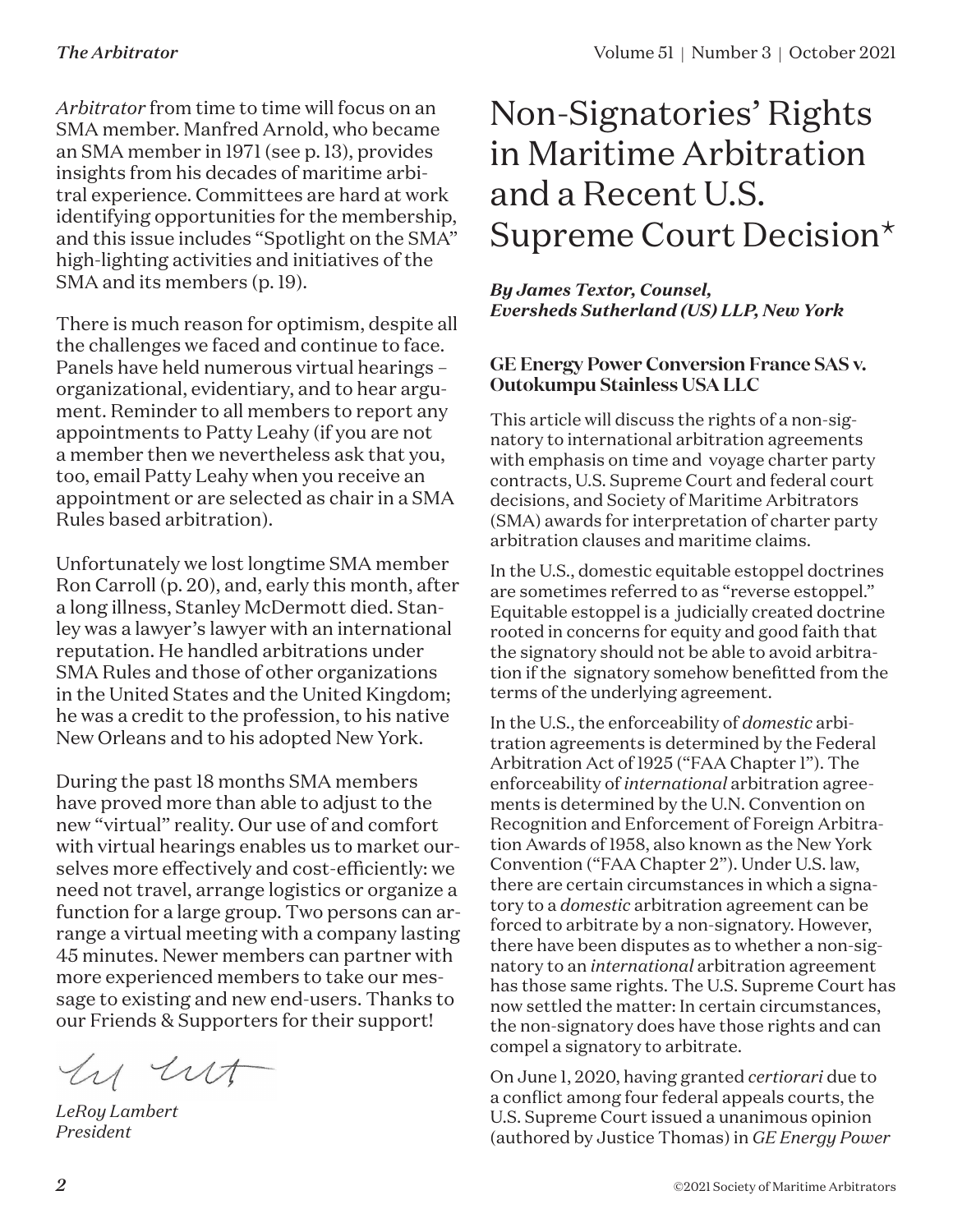*Arbitrator* from time to time will focus on an SMA member. Manfred Arnold, who became an SMA member in 1971 (see p. 13), provides insights from his decades of maritime arbitral experience. Committees are hard at work identifying opportunities for the membership, and this issue includes "Spotlight on the SMA" high-lighting activities and initiatives of the SMA and its members (p. 19).

There is much reason for optimism, despite all the challenges we faced and continue to face. Panels have held numerous virtual hearings – organizational, evidentiary, and to hear argument. Reminder to all members to report any appointments to Patty Leahy (if you are not a member then we nevertheless ask that you, too, email Patty Leahy when you receive an appointment or are selected as chair in a SMA Rules based arbitration).

Unfortunately we lost longtime SMA member Ron Carroll (p. 20), and, early this month, after a long illness, Stanley McDermott died. Stanley was a lawyer's lawyer with an international reputation. He handled arbitrations under SMA Rules and those of other organizations in the United States and the United Kingdom; he was a credit to the profession, to his native New Orleans and to his adopted New York.

During the past 18 months SMA members have proved more than able to adjust to the new "virtual" reality. Our use of and comfort with virtual hearings enables us to market ourselves more effectively and cost-efficiently: we need not travel, arrange logistics or organize a function for a large group. Two persons can arrange a virtual meeting with a company lasting 45 minutes. Newer members can partner with more experienced members to take our message to existing and new end-users. Thanks to our Friends & Supporters for their support!

*LeRoy Lambert*
*President*

# Non-Signatories' Rights in Maritime Arbitration and a Recent U.S. Supreme Court Decision*

***By James Textor, Counsel, Eversheds Sutherland (US) LLP, New York***

### GE Energy Power Conversion France SAS v. Outokumpu Stainless USA LLC

This article will discuss the rights of a non-signatory to international arbitration agreements with emphasis on time and voyage charter party contracts, U.S. Supreme Court and federal court decisions, and Society of Maritime Arbitrators (SMA) awards for interpretation of charter party arbitration clauses and maritime claims.

In the U.S., domestic equitable estoppel doctrines are sometimes referred to as "reverse estoppel." Equitable estoppel is a judicially created doctrine rooted in concerns for equity and good faith that the signatory should not be able to avoid arbitration if the signatory somehow benefitted from the terms of the underlying agreement.

In the U.S., the enforceability of *domestic* arbitration agreements is determined by the Federal Arbitration Act of 1925 ("FAA Chapter 1"). The enforceability of *international* arbitration agreements is determined by the U.N. Convention on Recognition and Enforcement of Foreign Arbitration Awards of 1958, also known as the New York Convention ("FAA Chapter 2"). Under U.S. law, there are certain circumstances in which a signatory to a *domestic* arbitration agreement can be forced to arbitrate by a non-signatory. However, there have been disputes as to whether a non-signatory to an *international* arbitration agreement has those same rights. The U.S. Supreme Court has now settled the matter: In certain circumstances, the non-signatory does have those rights and can compel a signatory to arbitrate.

On June 1, 2020, having granted *certiorari* due to a conflict among four federal appeals courts, the U.S. Supreme Court issued a unanimous opinion (authored by Justice Thomas) in *GE Energy Power*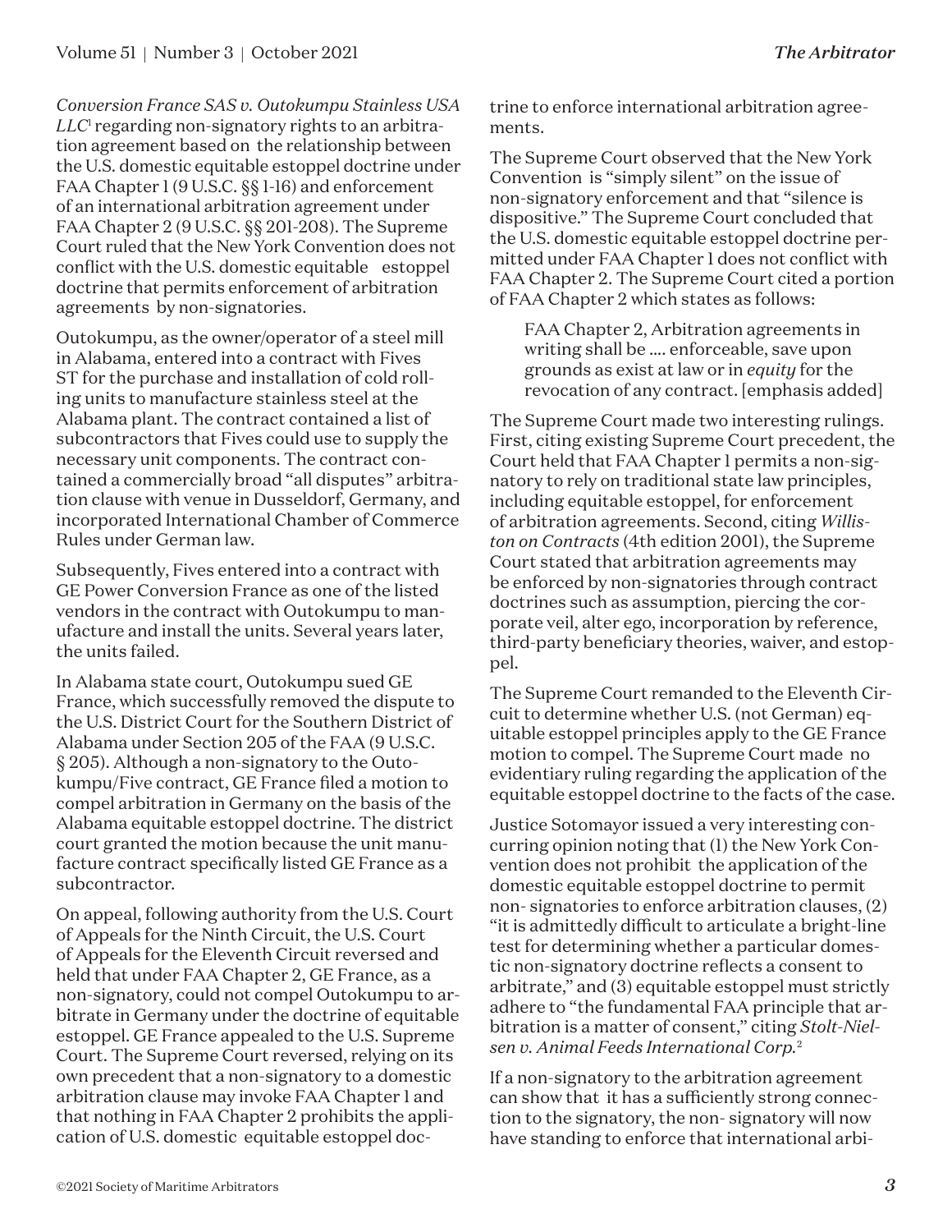*Conversion France SAS v. Outokumpu Stainless USA LLC*[1] regarding non-signatory rights to an arbitration agreement based on the relationship between the U.S. domestic equitable estoppel doctrine under FAA Chapter 1 (9 U.S.C. §§ 1-16) and enforcement of an international arbitration agreement under FAA Chapter 2 (9 U.S.C. §§ 201-208). The Supreme Court ruled that the New York Convention does not conflict with the U.S. domestic equitable estoppel doctrine that permits enforcement of arbitration agreements by non-signatories.

Outokumpu, as the owner/operator of a steel mill in Alabama, entered into a contract with Fives ST for the purchase and installation of cold rolling units to manufacture stainless steel at the Alabama plant. The contract contained a list of subcontractors that Fives could use to supply the necessary unit components. The contract contained a commercially broad "all disputes" arbitration clause with venue in Dusseldorf, Germany, and incorporated International Chamber of Commerce Rules under German law.

Subsequently, Fives entered into a contract with GE Power Conversion France as one of the listed vendors in the contract with Outokumpu to manufacture and install the units. Several years later, the units failed.

In Alabama state court, Outokumpu sued GE France, which successfully removed the dispute to the U.S. District Court for the Southern District of Alabama under Section 205 of the FAA (9 U.S.C. § 205). Although a non-signatory to the Outokumpu/Five contract, GE France filed a motion to compel arbitration in Germany on the basis of the Alabama equitable estoppel doctrine. The district court granted the motion because the unit manufacture contract specifically listed GE France as a subcontractor.

On appeal, following authority from the U.S. Court of Appeals for the Ninth Circuit, the U.S. Court of Appeals for the Eleventh Circuit reversed and held that under FAA Chapter 2, GE France, as a non-signatory, could not compel Outokumpu to arbitrate in Germany under the doctrine of equitable estoppel. GE France appealed to the U.S. Supreme Court. The Supreme Court reversed, relying on its own precedent that a non-signatory to a domestic arbitration clause may invoke FAA Chapter 1 and that nothing in FAA Chapter 2 prohibits the application of U.S. domestic equitable estoppel doctrine to enforce international arbitration agreements.

The Supreme Court observed that the New York Convention is "simply silent" on the issue of non-signatory enforcement and that "silence is dispositive." The Supreme Court concluded that the U.S. domestic equitable estoppel doctrine permitted under FAA Chapter 1 does not conflict with FAA Chapter 2. The Supreme Court cited a portion of FAA Chapter 2 which states as follows:

> FAA Chapter 2, Arbitration agreements in writing shall be .... enforceable, save upon grounds as exist at law or in *equity* for the revocation of any contract. [emphasis added]

The Supreme Court made two interesting rulings. First, citing existing Supreme Court precedent, the Court held that FAA Chapter 1 permits a non-signatory to rely on traditional state law principles, including equitable estoppel, for enforcement of arbitration agreements. Second, citing *Williston on Contracts* (4th edition 2001), the Supreme Court stated that arbitration agreements may be enforced by non-signatories through contract doctrines such as assumption, piercing the corporate veil, alter ego, incorporation by reference, third-party beneficiary theories, waiver, and estoppel.

The Supreme Court remanded to the Eleventh Circuit to determine whether U.S. (not German) equitable estoppel principles apply to the GE France motion to compel. The Supreme Court made no evidentiary ruling regarding the application of the equitable estoppel doctrine to the facts of the case.

Justice Sotomayor issued a very interesting concurring opinion noting that (1) the New York Convention does not prohibit the application of the domestic equitable estoppel doctrine to permit non- signatories to enforce arbitration clauses, (2) "it is admittedly difficult to articulate a bright-line test for determining whether a particular domestic non-signatory doctrine reflects a consent to arbitrate," and (3) equitable estoppel must strictly adhere to "the fundamental FAA principle that arbitration is a matter of consent," citing *Stolt-Nielsen v. Animal Feeds International Corp.*[2]

If a non-signatory to the arbitration agreement can show that it has a sufficiently strong connection to the signatory, the non- signatory will now have standing to enforce that international arbi-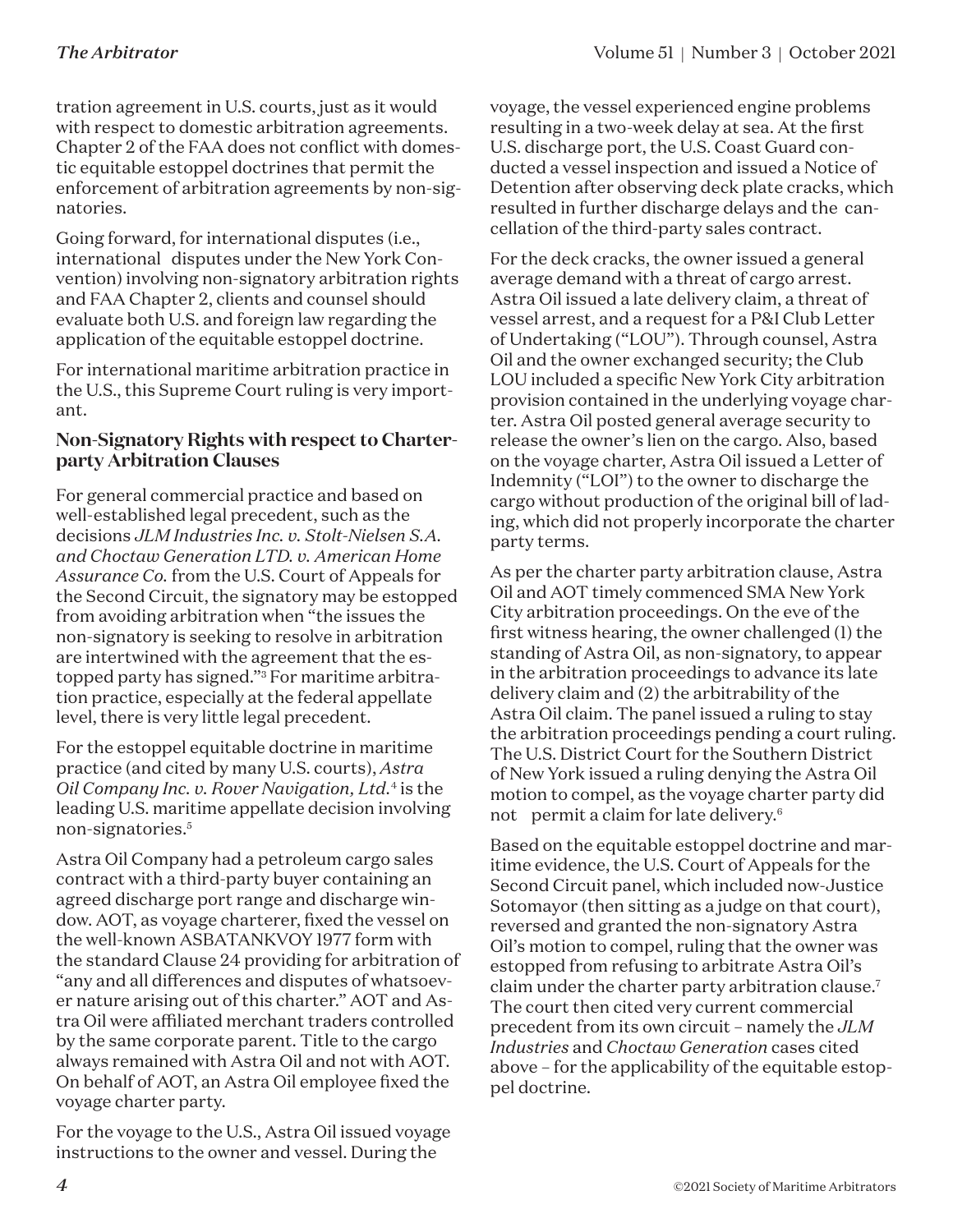tration agreement in U.S. courts, just as it would with respect to domestic arbitration agreements. Chapter 2 of the FAA does not conflict with domestic equitable estoppel doctrines that permit the enforcement of arbitration agreements by non-signatories.

Going forward, for international disputes (i.e., international disputes under the New York Convention) involving non-signatory arbitration rights and FAA Chapter 2, clients and counsel should evaluate both U.S. and foreign law regarding the application of the equitable estoppel doctrine.

For international maritime arbitration practice in the U.S., this Supreme Court ruling is very important.

### Non-Signatory Rights with respect to Charterparty Arbitration Clauses

For general commercial practice and based on well-established legal precedent, such as the decisions *JLM Industries Inc. v. Stolt-Nielsen S.A. and Choctaw Generation LTD. v. American Home Assurance Co.* from the U.S. Court of Appeals for the Second Circuit, the signatory may be estopped from avoiding arbitration when "the issues the non-signatory is seeking to resolve in arbitration are intertwined with the agreement that the estopped party has signed."[3] For maritime arbitration practice, especially at the federal appellate level, there is very little legal precedent.

For the estoppel equitable doctrine in maritime practice (and cited by many U.S. courts), *Astra Oil Company Inc. v. Rover Navigation, Ltd.*[4] is the leading U.S. maritime appellate decision involving non-signatories.[5]

Astra Oil Company had a petroleum cargo sales contract with a third-party buyer containing an agreed discharge port range and discharge window. AOT, as voyage charterer, fixed the vessel on the well-known ASBATANKVOY 1977 form with the standard Clause 24 providing for arbitration of "any and all differences and disputes of whatsoever nature arising out of this charter." AOT and Astra Oil were affiliated merchant traders controlled by the same corporate parent. Title to the cargo always remained with Astra Oil and not with AOT. On behalf of AOT, an Astra Oil employee fixed the voyage charter party.

For the voyage to the U.S., Astra Oil issued voyage instructions to the owner and vessel. During the voyage, the vessel experienced engine problems resulting in a two-week delay at sea. At the first U.S. discharge port, the U.S. Coast Guard conducted a vessel inspection and issued a Notice of Detention after observing deck plate cracks, which resulted in further discharge delays and the cancellation of the third-party sales contract.

For the deck cracks, the owner issued a general average demand with a threat of cargo arrest. Astra Oil issued a late delivery claim, a threat of vessel arrest, and a request for a P&I Club Letter of Undertaking ("LOU"). Through counsel, Astra Oil and the owner exchanged security; the Club LOU included a specific New York City arbitration provision contained in the underlying voyage charter. Astra Oil posted general average security to release the owner's lien on the cargo. Also, based on the voyage charter, Astra Oil issued a Letter of Indemnity ("LOI") to the owner to discharge the cargo without production of the original bill of lading, which did not properly incorporate the charter party terms.

As per the charter party arbitration clause, Astra Oil and AOT timely commenced SMA New York City arbitration proceedings. On the eve of the first witness hearing, the owner challenged (1) the standing of Astra Oil, as non-signatory, to appear in the arbitration proceedings to advance its late delivery claim and (2) the arbitrability of the Astra Oil claim. The panel issued a ruling to stay the arbitration proceedings pending a court ruling. The U.S. District Court for the Southern District of New York issued a ruling denying the Astra Oil motion to compel, as the voyage charter party did not permit a claim for late delivery.[6]

Based on the equitable estoppel doctrine and maritime evidence, the U.S. Court of Appeals for the Second Circuit panel, which included now-Justice Sotomayor (then sitting as a judge on that court), reversed and granted the non-signatory Astra Oil's motion to compel, ruling that the owner was estopped from refusing to arbitrate Astra Oil's claim under the charter party arbitration clause.[7] The court then cited very current commercial precedent from its own circuit – namely the *JLM Industries* and *Choctaw Generation* cases cited above – for the applicability of the equitable estoppel doctrine.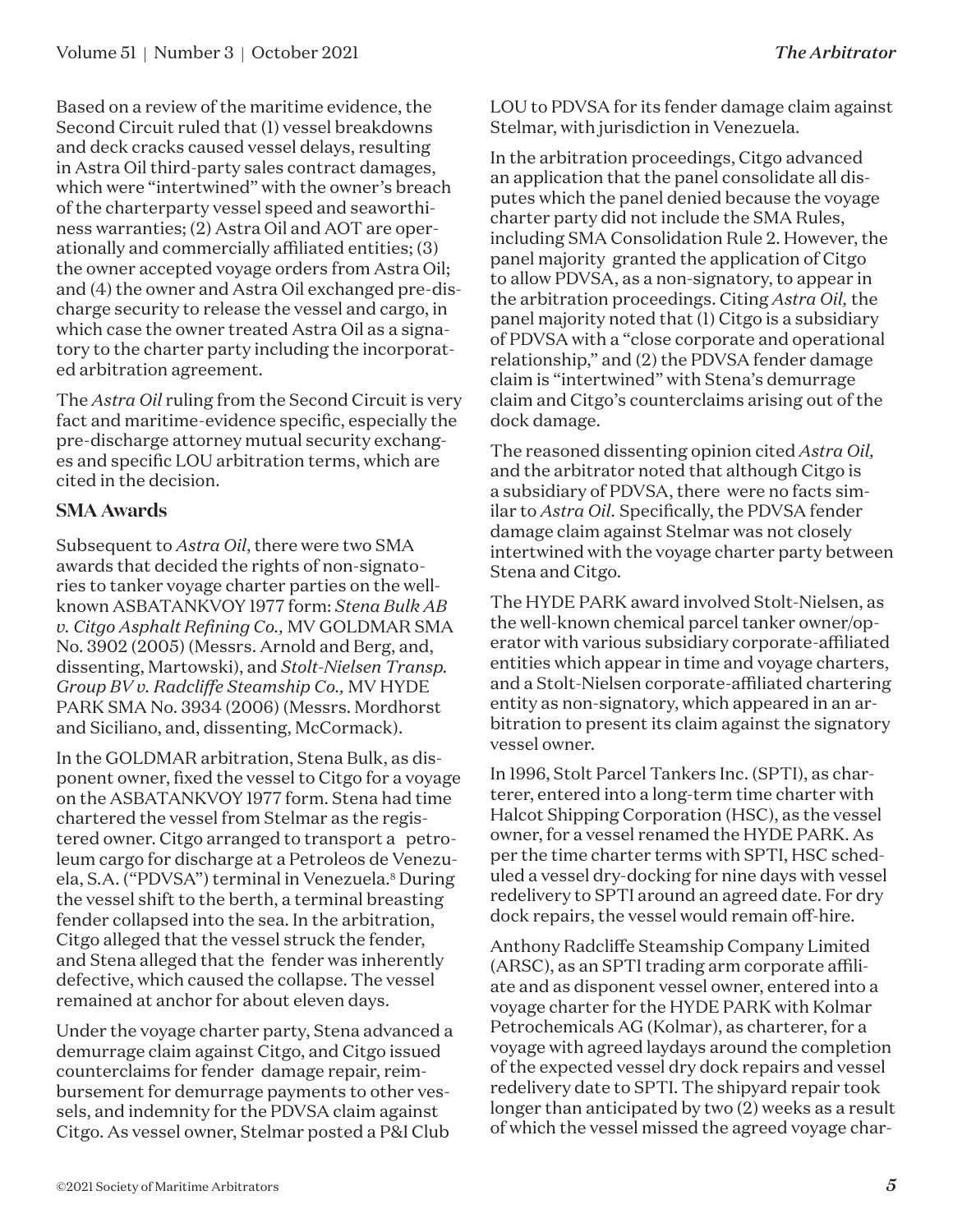Based on a review of the maritime evidence, the Second Circuit ruled that (1) vessel breakdowns and deck cracks caused vessel delays, resulting in Astra Oil third-party sales contract damages, which were "intertwined" with the owner's breach of the charterparty vessel speed and seaworthiness warranties; (2) Astra Oil and AOT are operationally and commercially affiliated entities; (3) the owner accepted voyage orders from Astra Oil; and (4) the owner and Astra Oil exchanged pre-discharge security to release the vessel and cargo, in which case the owner treated Astra Oil as a signatory to the charter party including the incorporated arbitration agreement.

The *Astra Oil* ruling from the Second Circuit is very fact and maritime-evidence specific, especially the pre-discharge attorney mutual security exchanges and specific LOU arbitration terms, which are cited in the decision.

### SMA Awards

Subsequent to *Astra Oil*, there were two SMA awards that decided the rights of non-signatories to tanker voyage charter parties on the well-known ASBATANKVOY 1977 form: *Stena Bulk AB v. Citgo Asphalt Refining Co.,* MV GOLDMAR SMA No. 3902 (2005) (Messrs. Arnold and Berg, and, dissenting, Martowski), and *Stolt-Nielsen Transp. Group BV v. Radcliffe Steamship Co.,* MV HYDE PARK SMA No. 3934 (2006) (Messrs. Mordhorst and Siciliano, and, dissenting, McCormack).

In the GOLDMAR arbitration, Stena Bulk, as disponent owner, fixed the vessel to Citgo for a voyage on the ASBATANKVOY 1977 form. Stena had time chartered the vessel from Stelmar as the registered owner. Citgo arranged to transport a petroleum cargo for discharge at a Petroleos de Venezuela, S.A. ("PDVSA") terminal in Venezuela.[8] During the vessel shift to the berth, a terminal breasting fender collapsed into the sea. In the arbitration, Citgo alleged that the vessel struck the fender, and Stena alleged that the fender was inherently defective, which caused the collapse. The vessel remained at anchor for about eleven days.

Under the voyage charter party, Stena advanced a demurrage claim against Citgo, and Citgo issued counterclaims for fender damage repair, reimbursement for demurrage payments to other vessels, and indemnity for the PDVSA claim against Citgo. As vessel owner, Stelmar posted a P&I Club LOU to PDVSA for its fender damage claim against Stelmar, with jurisdiction in Venezuela.

In the arbitration proceedings, Citgo advanced an application that the panel consolidate all disputes which the panel denied because the voyage charter party did not include the SMA Rules, including SMA Consolidation Rule 2. However, the panel majority granted the application of Citgo to allow PDVSA, as a non-signatory, to appear in the arbitration proceedings. Citing *Astra Oil,* the panel majority noted that (1) Citgo is a subsidiary of PDVSA with a "close corporate and operational relationship," and (2) the PDVSA fender damage claim is "intertwined" with Stena's demurrage claim and Citgo's counterclaims arising out of the dock damage.

The reasoned dissenting opinion cited *Astra Oil,* and the arbitrator noted that although Citgo is a subsidiary of PDVSA, there were no facts similar to *Astra Oil.* Specifically, the PDVSA fender damage claim against Stelmar was not closely intertwined with the voyage charter party between Stena and Citgo.

The HYDE PARK award involved Stolt-Nielsen, as the well-known chemical parcel tanker owner/operator with various subsidiary corporate-affiliated entities which appear in time and voyage charters, and a Stolt-Nielsen corporate-affiliated chartering entity as non-signatory, which appeared in an arbitration to present its claim against the signatory vessel owner.

In 1996, Stolt Parcel Tankers Inc. (SPTI), as charterer, entered into a long-term time charter with Halcot Shipping Corporation (HSC), as the vessel owner, for a vessel renamed the HYDE PARK. As per the time charter terms with SPTI, HSC scheduled a vessel dry-docking for nine days with vessel redelivery to SPTI around an agreed date. For dry dock repairs, the vessel would remain off-hire.

Anthony Radcliffe Steamship Company Limited (ARSC), as an SPTI trading arm corporate affiliate and as disponent vessel owner, entered into a voyage charter for the HYDE PARK with Kolmar Petrochemicals AG (Kolmar), as charterer, for a voyage with agreed laydays around the completion of the expected vessel dry dock repairs and vessel redelivery date to SPTI. The shipyard repair took longer than anticipated by two (2) weeks as a result of which the vessel missed the agreed voyage char-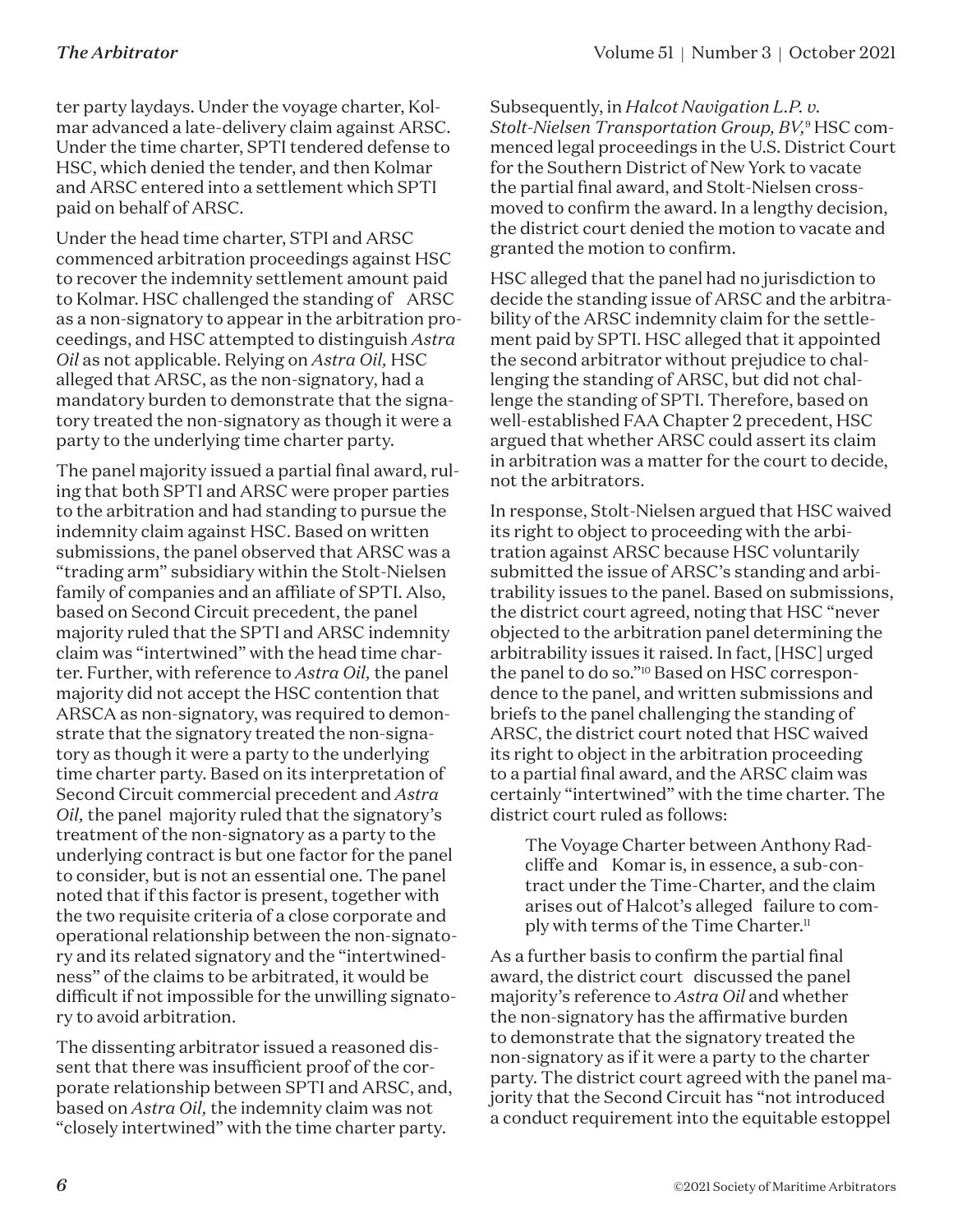ter party laydays. Under the voyage charter, Kolmar advanced a late-delivery claim against ARSC. Under the time charter, SPTI tendered defense to HSC, which denied the tender, and then Kolmar and ARSC entered into a settlement which SPTI paid on behalf of ARSC.

Under the head time charter, STPI and ARSC commenced arbitration proceedings against HSC to recover the indemnity settlement amount paid to Kolmar. HSC challenged the standing of ARSC as a non-signatory to appear in the arbitration proceedings, and HSC attempted to distinguish *Astra Oil* as not applicable. Relying on *Astra Oil,* HSC alleged that ARSC, as the non-signatory, had a mandatory burden to demonstrate that the signatory treated the non-signatory as though it were a party to the underlying time charter party.

The panel majority issued a partial final award, ruling that both SPTI and ARSC were proper parties to the arbitration and had standing to pursue the indemnity claim against HSC. Based on written submissions, the panel observed that ARSC was a "trading arm" subsidiary within the Stolt-Nielsen family of companies and an affiliate of SPTI. Also, based on Second Circuit precedent, the panel majority ruled that the SPTI and ARSC indemnity claim was "intertwined" with the head time charter. Further, with reference to *Astra Oil,* the panel majority did not accept the HSC contention that ARSCA as non-signatory, was required to demonstrate that the signatory treated the non-signatory as though it were a party to the underlying time charter party. Based on its interpretation of Second Circuit commercial precedent and *Astra Oil,* the panel majority ruled that the signatory's treatment of the non-signatory as a party to the underlying contract is but one factor for the panel to consider, but is not an essential one. The panel noted that if this factor is present, together with the two requisite criteria of a close corporate and operational relationship between the non-signatory and its related signatory and the "intertwinedness" of the claims to be arbitrated, it would be difficult if not impossible for the unwilling signatory to avoid arbitration.

The dissenting arbitrator issued a reasoned dissent that there was insufficient proof of the corporate relationship between SPTI and ARSC, and, based on *Astra Oil,* the indemnity claim was not "closely intertwined" with the time charter party.

Subsequently, in *Halcot Navigation L.P. v. Stolt-Nielsen Transportation Group, BV,*[9] HSC commenced legal proceedings in the U.S. District Court for the Southern District of New York to vacate the partial final award, and Stolt-Nielsen cross-moved to confirm the award. In a lengthy decision, the district court denied the motion to vacate and granted the motion to confirm.

HSC alleged that the panel had no jurisdiction to decide the standing issue of ARSC and the arbitrability of the ARSC indemnity claim for the settlement paid by SPTI. HSC alleged that it appointed the second arbitrator without prejudice to challenging the standing of ARSC, but did not challenge the standing of SPTI. Therefore, based on well-established FAA Chapter 2 precedent, HSC argued that whether ARSC could assert its claim in arbitration was a matter for the court to decide, not the arbitrators.

In response, Stolt-Nielsen argued that HSC waived its right to object to proceeding with the arbitration against ARSC because HSC voluntarily submitted the issue of ARSC's standing and arbitrability issues to the panel. Based on submissions, the district court agreed, noting that HSC "never objected to the arbitration panel determining the arbitrability issues it raised. In fact, [HSC] urged the panel to do so."[10] Based on HSC correspondence to the panel, and written submissions and briefs to the panel challenging the standing of ARSC, the district court noted that HSC waived its right to object in the arbitration proceeding to a partial final award, and the ARSC claim was certainly "intertwined" with the time charter. The district court ruled as follows:

> The Voyage Charter between Anthony Radcliffe and Komar is, in essence, a sub-contract under the Time-Charter, and the claim arises out of Halcot's alleged failure to comply with terms of the Time Charter.[11]

As a further basis to confirm the partial final award, the district court discussed the panel majority's reference to *Astra Oil* and whether the non-signatory has the affirmative burden to demonstrate that the signatory treated the non-signatory as if it were a party to the charter party. The district court agreed with the panel majority that the Second Circuit has "not introduced a conduct requirement into the equitable estoppel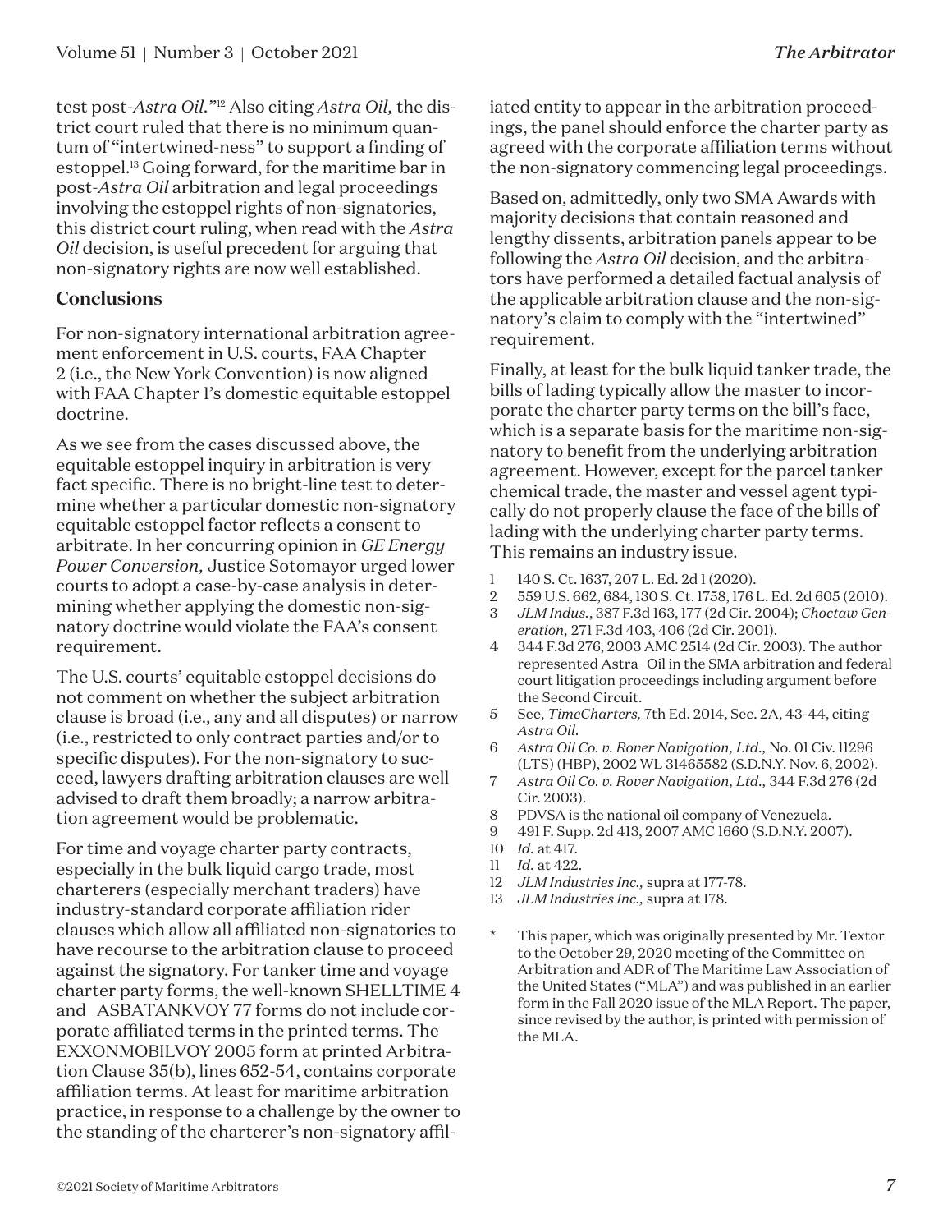test post-*Astra Oil.*"[12] Also citing *Astra Oil,* the district court ruled that there is no minimum quantum of "intertwined-ness" to support a finding of estoppel.[13] Going forward, for the maritime bar in post-*Astra Oil* arbitration and legal proceedings involving the estoppel rights of non-signatories, this district court ruling, when read with the *Astra Oil* decision, is useful precedent for arguing that non-signatory rights are now well established.

## Conclusions

For non-signatory international arbitration agreement enforcement in U.S. courts, FAA Chapter 2 (i.e., the New York Convention) is now aligned with FAA Chapter 1's domestic equitable estoppel doctrine.

As we see from the cases discussed above, the equitable estoppel inquiry in arbitration is very fact specific. There is no bright-line test to determine whether a particular domestic non-signatory equitable estoppel factor reflects a consent to arbitrate. In her concurring opinion in *GE Energy Power Conversion,* Justice Sotomayor urged lower courts to adopt a case-by-case analysis in determining whether applying the domestic non-signatory doctrine would violate the FAA's consent requirement.

The U.S. courts' equitable estoppel decisions do not comment on whether the subject arbitration clause is broad (i.e., any and all disputes) or narrow (i.e., restricted to only contract parties and/or to specific disputes). For the non-signatory to succeed, lawyers drafting arbitration clauses are well advised to draft them broadly; a narrow arbitration agreement would be problematic.

For time and voyage charter party contracts, especially in the bulk liquid cargo trade, most charterers (especially merchant traders) have industry-standard corporate affiliation rider clauses which allow all affiliated non-signatories to have recourse to the arbitration clause to proceed against the signatory. For tanker time and voyage charter party forms, the well-known SHELLTIME 4 and ASBATANKVOY 77 forms do not include corporate affiliated terms in the printed terms. The EXXONMOBILVOY 2005 form at printed Arbitration Clause 35(b), lines 652-54, contains corporate affiliation terms. At least for maritime arbitration practice, in response to a challenge by the owner to the standing of the charterer's non-signatory affiliated entity to appear in the arbitration proceedings, the panel should enforce the charter party as agreed with the corporate affiliation terms without the non-signatory commencing legal proceedings.

Based on, admittedly, only two SMA Awards with majority decisions that contain reasoned and lengthy dissents, arbitration panels appear to be following the *Astra Oil* decision, and the arbitrators have performed a detailed factual analysis of the applicable arbitration clause and the non-signatory's claim to comply with the "intertwined" requirement.

Finally, at least for the bulk liquid tanker trade, the bills of lading typically allow the master to incorporate the charter party terms on the bill's face, which is a separate basis for the maritime non-signatory to benefit from the underlying arbitration agreement. However, except for the parcel tanker chemical trade, the master and vessel agent typically do not properly clause the face of the bills of lading with the underlying charter party terms. This remains an industry issue.

1. 140 S. Ct. 1637, 207 L. Ed. 2d 1 (2020).
2. 559 U.S. 662, 684, 130 S. Ct. 1758, 176 L. Ed. 2d 605 (2010).
3. *JLM Indus.*, 387 F.3d 163, 177 (2d Cir. 2004); *Choctaw Generation,* 271 F.3d 403, 406 (2d Cir. 2001).
4. 344 F.3d 276, 2003 AMC 2514 (2d Cir. 2003). The author represented Astra Oil in the SMA arbitration and federal court litigation proceedings including argument before the Second Circuit.
5. See, *TimeCharters,* 7th Ed. 2014, Sec. 2A, 43-44, citing *Astra Oil.*
6. *Astra Oil Co. v. Rover Navigation, Ltd.,* No. 01 Civ. 11296 (LTS) (HBP), 2002 WL 31465582 (S.D.N.Y. Nov. 6, 2002).
7. *Astra Oil Co. v. Rover Navigation, Ltd.,* 344 F.3d 276 (2d Cir. 2003).
8. PDVSA is the national oil company of Venezuela.
9. 491 F. Supp. 2d 413, 2007 AMC 1660 (S.D.N.Y. 2007).
10. *Id.* at 417.
11. *Id.* at 422.
12. *JLM Industries Inc.,* supra at 177-78.
13. *JLM Industries Inc.,* supra at 178.

\* This paper, which was originally presented by Mr. Textor to the October 29, 2020 meeting of the Committee on Arbitration and ADR of The Maritime Law Association of the United States ("MLA") and was published in an earlier form in the Fall 2020 issue of the MLA Report. The paper, since revised by the author, is printed with permission of the MLA.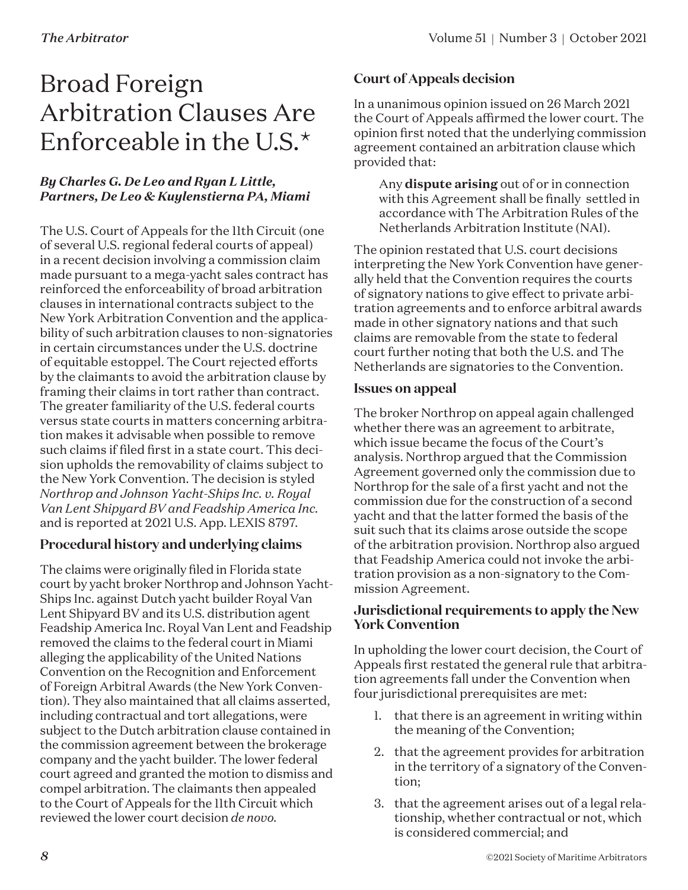# Broad Foreign Arbitration Clauses Are Enforceable in the U.S.*

***By Charles G. De Leo and Ryan L Little, Partners, De Leo & Kuylenstierna PA, Miami***

The U.S. Court of Appeals for the 11th Circuit (one of several U.S. regional federal courts of appeal) in a recent decision involving a commission claim made pursuant to a mega-yacht sales contract has reinforced the enforceability of broad arbitration clauses in international contracts subject to the New York Arbitration Convention and the applicability of such arbitration clauses to non-signatories in certain circumstances under the U.S. doctrine of equitable estoppel. The Court rejected efforts by the claimants to avoid the arbitration clause by framing their claims in tort rather than contract. The greater familiarity of the U.S. federal courts versus state courts in matters concerning arbitration makes it advisable when possible to remove such claims if filed first in a state court. This decision upholds the removability of claims subject to the New York Convention. The decision is styled *Northrop and Johnson Yacht-Ships Inc. v. Royal Van Lent Shipyard BV and Feadship America Inc.* and is reported at 2021 U.S. App. LEXIS 8797.

## Procedural history and underlying claims

The claims were originally filed in Florida state court by yacht broker Northrop and Johnson Yacht-Ships Inc. against Dutch yacht builder Royal Van Lent Shipyard BV and its U.S. distribution agent Feadship America Inc. Royal Van Lent and Feadship removed the claims to the federal court in Miami alleging the applicability of the United Nations Convention on the Recognition and Enforcement of Foreign Arbitral Awards (the New York Convention). They also maintained that all claims asserted, including contractual and tort allegations, were subject to the Dutch arbitration clause contained in the commission agreement between the brokerage company and the yacht builder. The lower federal court agreed and granted the motion to dismiss and compel arbitration. The claimants then appealed to the Court of Appeals for the 11th Circuit which reviewed the lower court decision *de novo*.

## Court of Appeals decision

In a unanimous opinion issued on 26 March 2021 the Court of Appeals affirmed the lower court. The opinion first noted that the underlying commission agreement contained an arbitration clause which provided that:

> Any **dispute arising** out of or in connection with this Agreement shall be finally settled in accordance with The Arbitration Rules of the Netherlands Arbitration Institute (NAI).

The opinion restated that U.S. court decisions interpreting the New York Convention have generally held that the Convention requires the courts of signatory nations to give effect to private arbitration agreements and to enforce arbitral awards made in other signatory nations and that such claims are removable from the state to federal court further noting that both the U.S. and The Netherlands are signatories to the Convention.

## Issues on appeal

The broker Northrop on appeal again challenged whether there was an agreement to arbitrate, which issue became the focus of the Court's analysis. Northrop argued that the Commission Agreement governed only the commission due to Northrop for the sale of a first yacht and not the commission due for the construction of a second yacht and that the latter formed the basis of the suit such that its claims arose outside the scope of the arbitration provision. Northrop also argued that Feadship America could not invoke the arbitration provision as a non-signatory to the Commission Agreement.

## Jurisdictional requirements to apply the New York Convention

In upholding the lower court decision, the Court of Appeals first restated the general rule that arbitration agreements fall under the Convention when four jurisdictional prerequisites are met:

1. that there is an agreement in writing within the meaning of the Convention;
2. that the agreement provides for arbitration in the territory of a signatory of the Convention;
3. that the agreement arises out of a legal relationship, whether contractual or not, which is considered commercial; and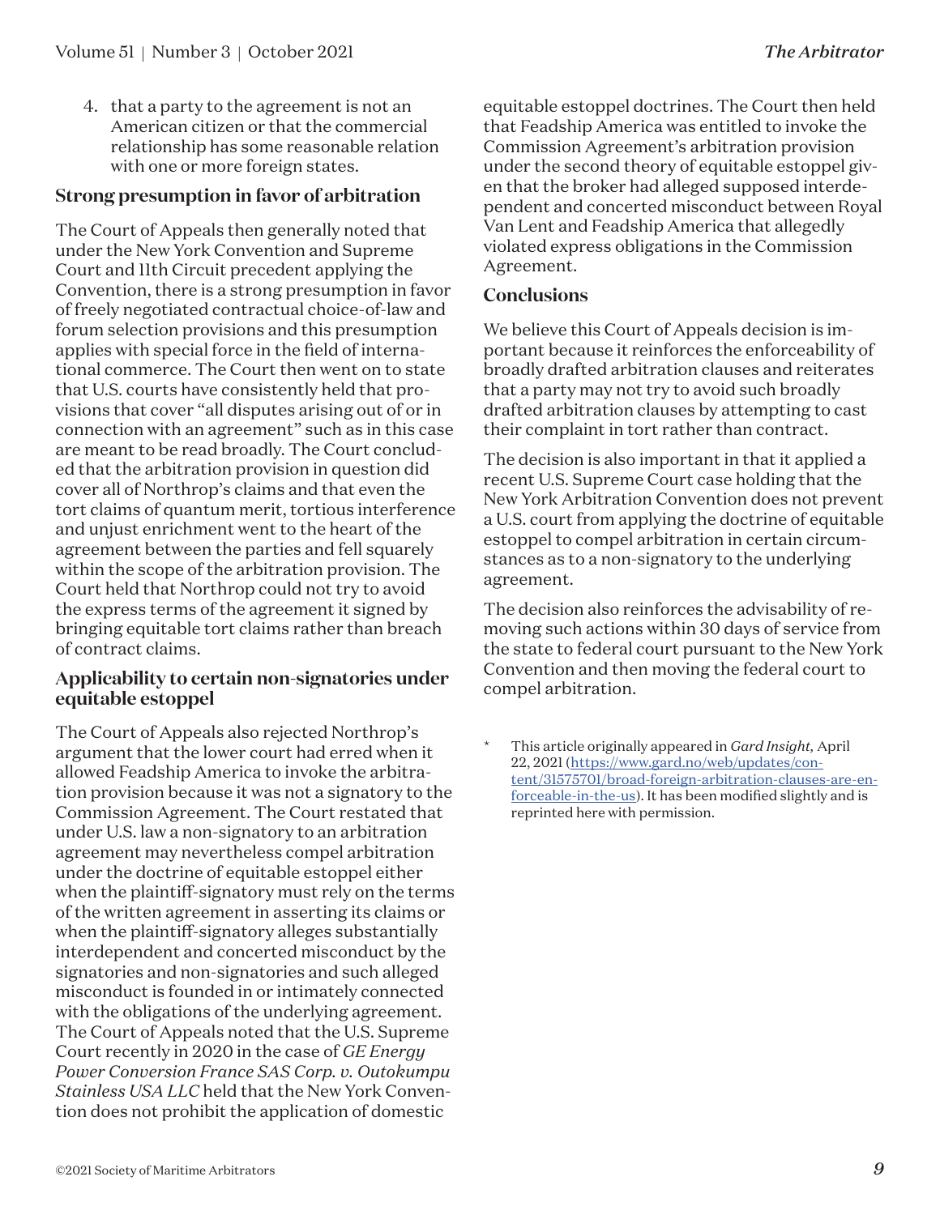4. that a party to the agreement is not an American citizen or that the commercial relationship has some reasonable relation with one or more foreign states.

### Strong presumption in favor of arbitration

The Court of Appeals then generally noted that under the New York Convention and Supreme Court and 11th Circuit precedent applying the Convention, there is a strong presumption in favor of freely negotiated contractual choice-of-law and forum selection provisions and this presumption applies with special force in the field of international commerce. The Court then went on to state that U.S. courts have consistently held that provisions that cover "all disputes arising out of or in connection with an agreement" such as in this case are meant to be read broadly. The Court concluded that the arbitration provision in question did cover all of Northrop's claims and that even the tort claims of quantum merit, tortious interference and unjust enrichment went to the heart of the agreement between the parties and fell squarely within the scope of the arbitration provision. The Court held that Northrop could not try to avoid the express terms of the agreement it signed by bringing equitable tort claims rather than breach of contract claims.

### Applicability to certain non-signatories under equitable estoppel

The Court of Appeals also rejected Northrop's argument that the lower court had erred when it allowed Feadship America to invoke the arbitration provision because it was not a signatory to the Commission Agreement. The Court restated that under U.S. law a non-signatory to an arbitration agreement may nevertheless compel arbitration under the doctrine of equitable estoppel either when the plaintiff-signatory must rely on the terms of the written agreement in asserting its claims or when the plaintiff-signatory alleges substantially interdependent and concerted misconduct by the signatories and non-signatories and such alleged misconduct is founded in or intimately connected with the obligations of the underlying agreement. The Court of Appeals noted that the U.S. Supreme Court recently in 2020 in the case of *GE Energy Power Conversion France SAS Corp. v. Outokumpu Stainless USA LLC* held that the New York Convention does not prohibit the application of domestic equitable estoppel doctrines. The Court then held that Feadship America was entitled to invoke the Commission Agreement's arbitration provision under the second theory of equitable estoppel given that the broker had alleged supposed interdependent and concerted misconduct between Royal Van Lent and Feadship America that allegedly violated express obligations in the Commission Agreement.

### Conclusions

We believe this Court of Appeals decision is important because it reinforces the enforceability of broadly drafted arbitration clauses and reiterates that a party may not try to avoid such broadly drafted arbitration clauses by attempting to cast their complaint in tort rather than contract.

The decision is also important in that it applied a recent U.S. Supreme Court case holding that the New York Arbitration Convention does not prevent a U.S. court from applying the doctrine of equitable estoppel to compel arbitration in certain circumstances as to a non-signatory to the underlying agreement.

The decision also reinforces the advisability of removing such actions within 30 days of service from the state to federal court pursuant to the New York Convention and then moving the federal court to compel arbitration.

\* This article originally appeared in *Gard Insight,* April 22, 2021 (https://www.gard.no/web/updates/content/31575701/broad-foreign-arbitration-clauses-are-enforceable-in-the-us). It has been modified slightly and is reprinted here with permission.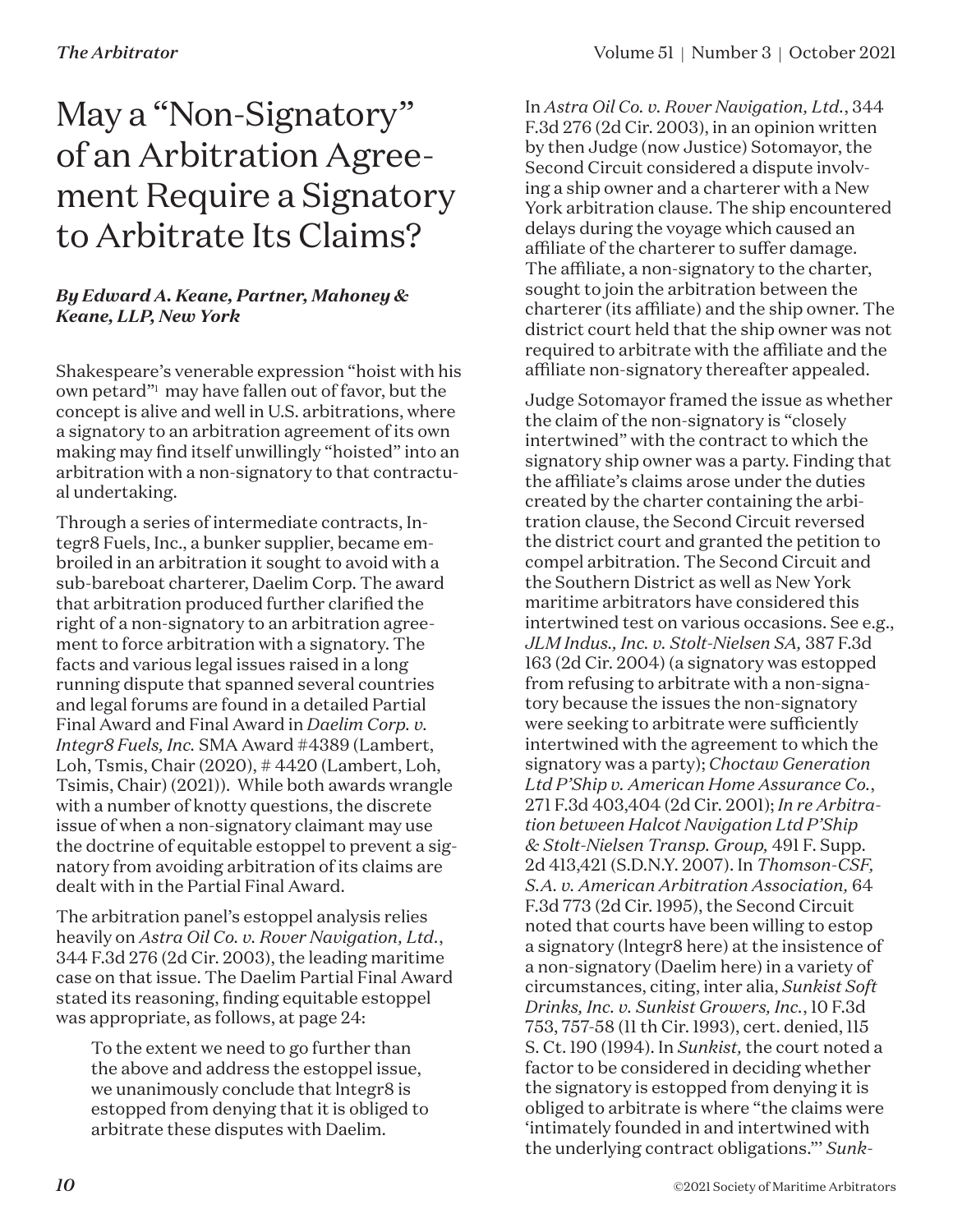# May a "Non-Signatory" of an Arbitration Agreement Require a Signatory to Arbitrate Its Claims?

***By Edward A. Keane, Partner, Mahoney & Keane, LLP, New York***

Shakespeare's venerable expression "hoist with his own petard"[1] may have fallen out of favor, but the concept is alive and well in U.S. arbitrations, where a signatory to an arbitration agreement of its own making may find itself unwillingly "hoisted" into an arbitration with a non-signatory to that contractual undertaking.

Through a series of intermediate contracts, Integr8 Fuels, Inc., a bunker supplier, became embroiled in an arbitration it sought to avoid with a sub-bareboat charterer, Daelim Corp. The award that arbitration produced further clarified the right of a non-signatory to an arbitration agreement to force arbitration with a signatory. The facts and various legal issues raised in a long running dispute that spanned several countries and legal forums are found in a detailed Partial Final Award and Final Award in *Daelim Corp. v. Integr8 Fuels, Inc.* SMA Award #4389 (Lambert, Loh, Tsmis, Chair (2020), # 4420 (Lambert, Loh, Tsimis, Chair) (2021)). While both awards wrangle with a number of knotty questions, the discrete issue of when a non-signatory claimant may use the doctrine of equitable estoppel to prevent a signatory from avoiding arbitration of its claims are dealt with in the Partial Final Award.

The arbitration panel's estoppel analysis relies heavily on *Astra Oil Co. v. Rover Navigation, Ltd.*, 344 F.3d 276 (2d Cir. 2003), the leading maritime case on that issue. The Daelim Partial Final Award stated its reasoning, finding equitable estoppel was appropriate, as follows, at page 24:

> To the extent we need to go further than the above and address the estoppel issue, we unanimously conclude that Integr8 is estopped from denying that it is obliged to arbitrate these disputes with Daelim.

In *Astra Oil Co. v. Rover Navigation, Ltd.*, 344 F.3d 276 (2d Cir. 2003), in an opinion written by then Judge (now Justice) Sotomayor, the Second Circuit considered a dispute involving a ship owner and a charterer with a New York arbitration clause. The ship encountered delays during the voyage which caused an affiliate of the charterer to suffer damage. The affiliate, a non-signatory to the charter, sought to join the arbitration between the charterer (its affiliate) and the ship owner. The district court held that the ship owner was not required to arbitrate with the affiliate and the affiliate non-signatory thereafter appealed.

Judge Sotomayor framed the issue as whether the claim of the non-signatory is "closely intertwined" with the contract to which the signatory ship owner was a party. Finding that the affiliate's claims arose under the duties created by the charter containing the arbitration clause, the Second Circuit reversed the district court and granted the petition to compel arbitration. The Second Circuit and the Southern District as well as New York maritime arbitrators have considered this intertwined test on various occasions. See e.g., *JLM Indus., Inc. v. Stolt-Nielsen SA,* 387 F.3d 163 (2d Cir. 2004) (a signatory was estopped from refusing to arbitrate with a non-signatory because the issues the non-signatory were seeking to arbitrate were sufficiently intertwined with the agreement to which the signatory was a party); *Choctaw Generation Ltd P'Ship v. American Home Assurance Co.*, 271 F.3d 403,404 (2d Cir. 2001); *In re Arbitration between Halcot Navigation Ltd P'Ship & Stolt-Nielsen Transp. Group,* 491 F. Supp. 2d 413,421 (S.D.N.Y. 2007). In *Thomson-CSF, S.A. v. American Arbitration Association,* 64 F.3d 773 (2d Cir. 1995), the Second Circuit noted that courts have been willing to estop a signatory (Integr8 here) at the insistence of a non-signatory (Daelim here) in a variety of circumstances, citing, inter alia, *Sunkist Soft Drinks, Inc. v. Sunkist Growers, Inc.*, 10 F.3d 753, 757-58 (11 th Cir. 1993), cert. denied, 115 S. Ct. 190 (1994). In *Sunkist,* the court noted a factor to be considered in deciding whether the signatory is estopped from denying it is obliged to arbitrate is where "the claims were 'intimately founded in and intertwined with the underlying contract obligations.'" *Sunk-*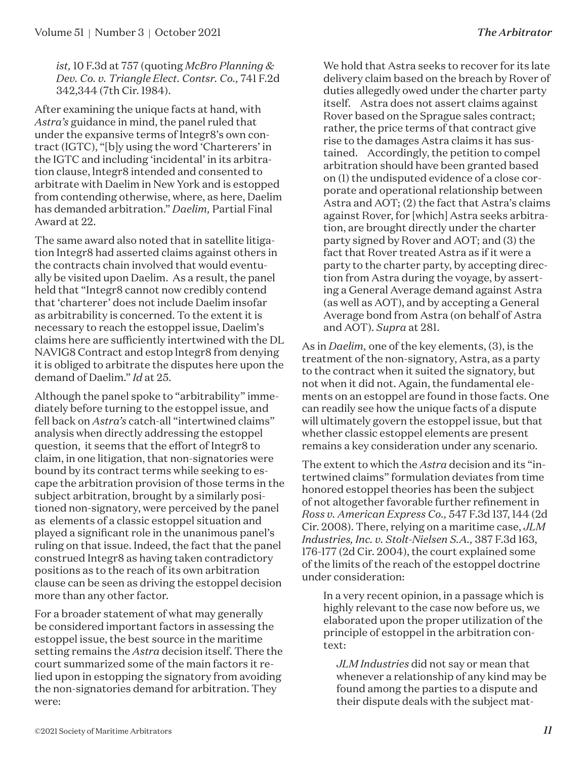*ist,* 10 F.3d at 757 (quoting *McBro Planning & Dev. Co. v. Triangle Elect. Contsr. Co.,* 741 F.2d 342,344 (7th Cir. 1984).

After examining the unique facts at hand, with *Astra's* guidance in mind, the panel ruled that under the expansive terms of Integr8's own contract (IGTC), "[b]y using the word 'Charterers' in the IGTC and including 'incidental' in its arbitration clause, lntegr8 intended and consented to arbitrate with Daelim in New York and is estopped from contending otherwise, where, as here, Daelim has demanded arbitration." *Daelim,* Partial Final Award at 22.

The same award also noted that in satellite litigation Integr8 had asserted claims against others in the contracts chain involved that would eventually be visited upon Daelim. As a result, the panel held that "Integr8 cannot now credibly contend that 'charterer' does not include Daelim insofar as arbitrability is concerned. To the extent it is necessary to reach the estoppel issue, Daelim's claims here are sufficiently intertwined with the DL NAVIG8 Contract and estop lntegr8 from denying it is obliged to arbitrate the disputes here upon the demand of Daelim." *Id* at 25.

Although the panel spoke to "arbitrability" immediately before turning to the estoppel issue, and fell back on *Astra's* catch-all "intertwined claims" analysis when directly addressing the estoppel question, it seems that the effort of Integr8 to claim, in one litigation, that non-signatories were bound by its contract terms while seeking to escape the arbitration provision of those terms in the subject arbitration, brought by a similarly positioned non-signatory, were perceived by the panel as elements of a classic estoppel situation and played a significant role in the unanimous panel's ruling on that issue. Indeed, the fact that the panel construed Integr8 as having taken contradictory positions as to the reach of its own arbitration clause can be seen as driving the estoppel decision more than any other factor.

For a broader statement of what may generally be considered important factors in assessing the estoppel issue, the best source in the maritime setting remains the *Astra* decision itself. There the court summarized some of the main factors it relied upon in estopping the signatory from avoiding the non-signatories demand for arbitration. They were:

> We hold that Astra seeks to recover for its late delivery claim based on the breach by Rover of duties allegedly owed under the charter party itself. Astra does not assert claims against Rover based on the Sprague sales contract; rather, the price terms of that contract give rise to the damages Astra claims it has sustained. Accordingly, the petition to compel arbitration should have been granted based on (1) the undisputed evidence of a close corporate and operational relationship between Astra and AOT; (2) the fact that Astra's claims against Rover, for [which] Astra seeks arbitration, are brought directly under the charter party signed by Rover and AOT; and (3) the fact that Rover treated Astra as if it were a party to the charter party, by accepting direction from Astra during the voyage, by asserting a General Average demand against Astra (as well as AOT), and by accepting a General Average bond from Astra (on behalf of Astra and AOT). *Supra* at 281.

As in *Daelim,* one of the key elements, (3), is the treatment of the non-signatory, Astra, as a party to the contract when it suited the signatory, but not when it did not. Again, the fundamental elements on an estoppel are found in those facts. One can readily see how the unique facts of a dispute will ultimately govern the estoppel issue, but that whether classic estoppel elements are present remains a key consideration under any scenario.

The extent to which the *Astra* decision and its "intertwined claims" formulation deviates from time honored estoppel theories has been the subject of not altogether favorable further refinement in *Ross v. American Express Co.,* 547 F.3d 137, 144 (2d Cir. 2008). There, relying on a maritime case, *JLM Industries, Inc. v. Stolt-Nielsen S.A.,* 387 F.3d 163, 176-177 (2d Cir. 2004), the court explained some of the limits of the reach of the estoppel doctrine under consideration:

> In a very recent opinion, in a passage which is highly relevant to the case now before us, we elaborated upon the proper utilization of the principle of estoppel in the arbitration context:
>
> > *JLM Industries* did not say or mean that whenever a relationship of any kind may be found among the parties to a dispute and their dispute deals with the subject mat-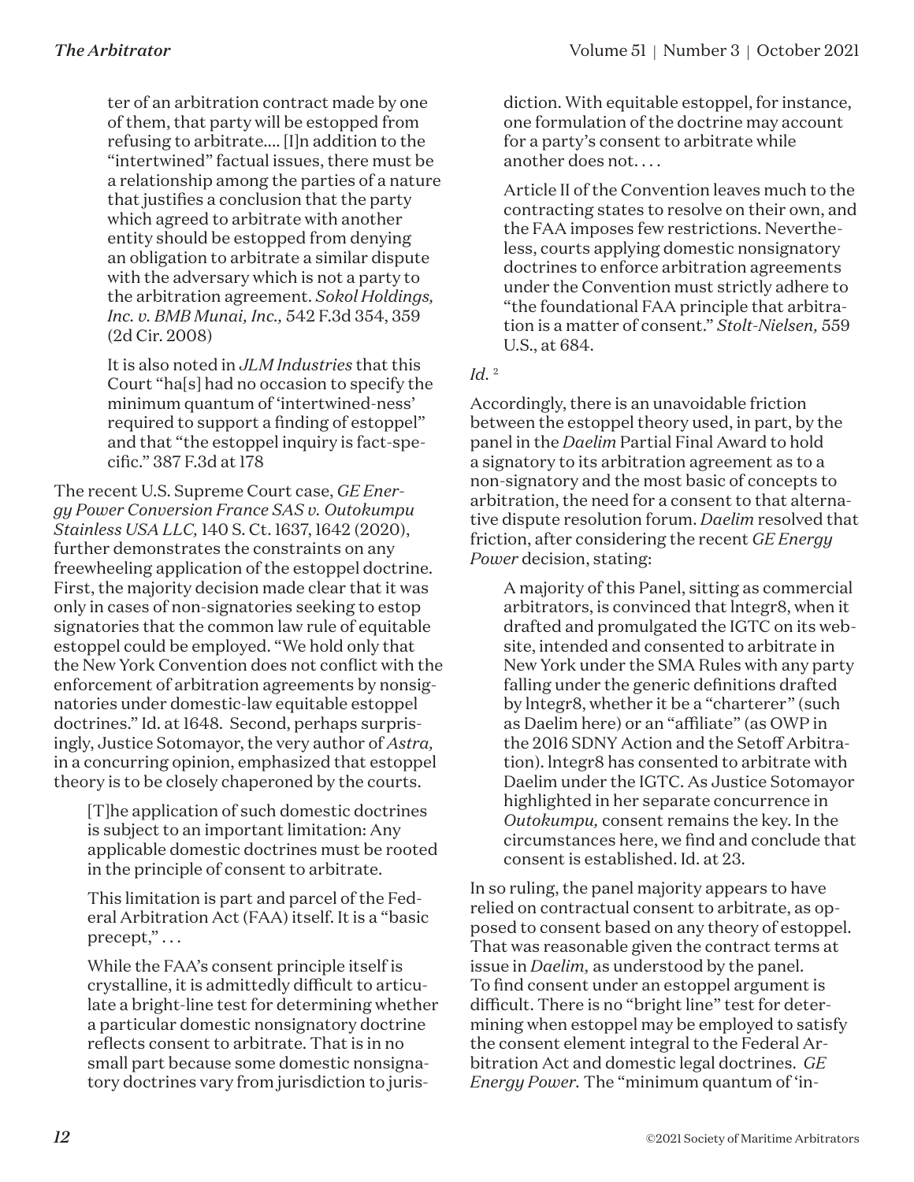ter of an arbitration contract made by one of them, that party will be estopped from refusing to arbitrate.... [I]n addition to the "intertwined" factual issues, there must be a relationship among the parties of a nature that justifies a conclusion that the party which agreed to arbitrate with another entity should be estopped from denying an obligation to arbitrate a similar dispute with the adversary which is not a party to the arbitration agreement. *Sokol Holdings, Inc. v. BMB Munai, Inc.,* 542 F.3d 354, 359 (2d Cir. 2008)

> It is also noted in *JLM Industries* that this Court "ha[s] had no occasion to specify the minimum quantum of 'intertwined-ness' required to support a finding of estoppel" and that "the estoppel inquiry is fact-specific." 387 F.3d at 178

The recent U.S. Supreme Court case, *GE Energy Power Conversion France SAS v. Outokumpu Stainless USA LLC,* 140 S. Ct. 1637, 1642 (2020), further demonstrates the constraints on any freewheeling application of the estoppel doctrine. First, the majority decision made clear that it was only in cases of non-signatories seeking to estop signatories that the common law rule of equitable estoppel could be employed. "We hold only that the New York Convention does not conflict with the enforcement of arbitration agreements by nonsignatories under domestic-law equitable estoppel doctrines." Id. at 1648. Second, perhaps surprisingly, Justice Sotomayor, the very author of *Astra,* in a concurring opinion, emphasized that estoppel theory is to be closely chaperoned by the courts.

> [T]he application of such domestic doctrines is subject to an important limitation: Any applicable domestic doctrines must be rooted in the principle of consent to arbitrate.
>
> This limitation is part and parcel of the Federal Arbitration Act (FAA) itself. It is a "basic precept," . . .
>
> While the FAA's consent principle itself is crystalline, it is admittedly difficult to articulate a bright-line test for determining whether a particular domestic nonsignatory doctrine reflects consent to arbitrate. That is in no small part because some domestic nonsignatory doctrines vary from jurisdiction to jurisdiction. With equitable estoppel, for instance, one formulation of the doctrine may account for a party's consent to arbitrate while another does not. . . .
>
> Article II of the Convention leaves much to the contracting states to resolve on their own, and the FAA imposes few restrictions. Nevertheless, courts applying domestic nonsignatory doctrines to enforce arbitration agreements under the Convention must strictly adhere to "the foundational FAA principle that arbitration is a matter of consent." *Stolt-Nielsen,* 559 U.S., at 684.

*Id.* [2]

Accordingly, there is an unavoidable friction between the estoppel theory used, in part, by the panel in the *Daelim* Partial Final Award to hold a signatory to its arbitration agreement as to a non-signatory and the most basic of concepts to arbitration, the need for a consent to that alternative dispute resolution forum. *Daelim* resolved that friction, after considering the recent *GE Energy Power* decision, stating:

> A majority of this Panel, sitting as commercial arbitrators, is convinced that lntegr8, when it drafted and promulgated the IGTC on its website, intended and consented to arbitrate in New York under the SMA Rules with any party falling under the generic definitions drafted by lntegr8, whether it be a "charterer" (such as Daelim here) or an "affiliate" (as OWP in the 2016 SDNY Action and the Setoff Arbitration). lntegr8 has consented to arbitrate with Daelim under the IGTC. As Justice Sotomayor highlighted in her separate concurrence in *Outokumpu,* consent remains the key. In the circumstances here, we find and conclude that consent is established. Id. at 23.

In so ruling, the panel majority appears to have relied on contractual consent to arbitrate, as opposed to consent based on any theory of estoppel. That was reasonable given the contract terms at issue in *Daelim,* as understood by the panel. To find consent under an estoppel argument is difficult. There is no "bright line" test for determining when estoppel may be employed to satisfy the consent element integral to the Federal Arbitration Act and domestic legal doctrines. *GE Energy Power.* The "minimum quantum of 'in-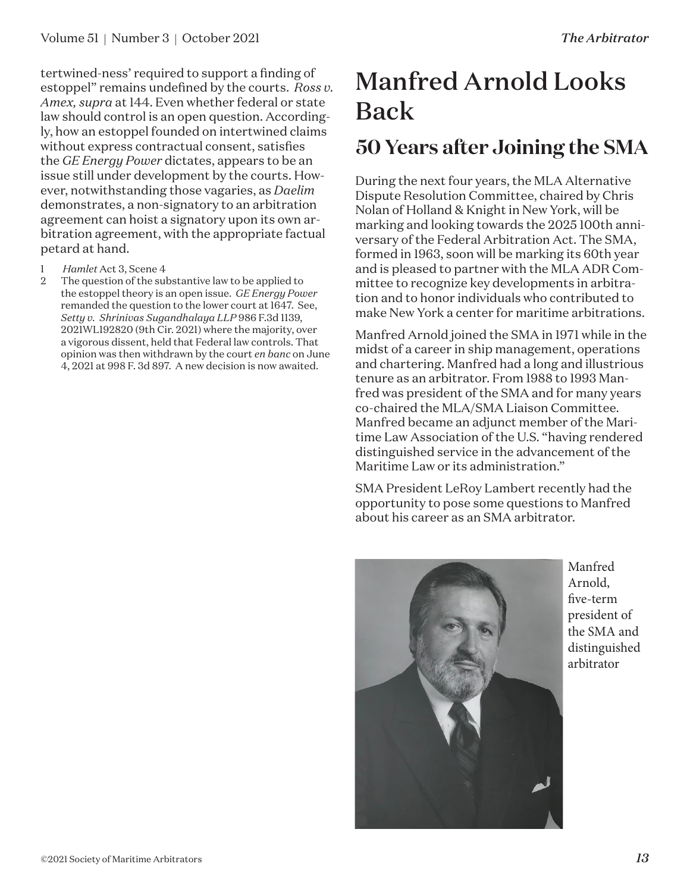tertwined-ness' required to support a finding of estoppel" remains undefined by the courts. *Ross v. Amex, supra* at 144. Even whether federal or state law should control is an open question. Accordingly, how an estoppel founded on intertwined claims without express contractual consent, satisfies the *GE Energy Power* dictates, appears to be an issue still under development by the courts. However, notwithstanding those vagaries, as *Daelim* demonstrates, a non-signatory to an arbitration agreement can hoist a signatory upon its own arbitration agreement, with the appropriate factual petard at hand.

1 *Hamlet* Act 3, Scene 4

2 The question of the substantive law to be applied to the estoppel theory is an open issue. *GE Energy Power* remanded the question to the lower court at 1647. See, *Setty v. Shrinivas Sugandhalaya LLP* 986 F.3d 1139, 2021WL192820 (9th Cir. 2021) where the majority, over a vigorous dissent, held that Federal law controls. That opinion was then withdrawn by the court *en banc* on June 4, 2021 at 998 F. 3d 897. A new decision is now awaited.

# Manfred Arnold Looks Back

## 50 Years after Joining the SMA

During the next four years, the MLA Alternative Dispute Resolution Committee, chaired by Chris Nolan of Holland & Knight in New York, will be marking and looking towards the 2025 100th anniversary of the Federal Arbitration Act. The SMA, formed in 1963, soon will be marking its 60th year and is pleased to partner with the MLA ADR Committee to recognize key developments in arbitration and to honor individuals who contributed to make New York a center for maritime arbitrations.

Manfred Arnold joined the SMA in 1971 while in the midst of a career in ship management, operations and chartering. Manfred had a long and illustrious tenure as an arbitrator. From 1988 to 1993 Manfred was president of the SMA and for many years co-chaired the MLA/SMA Liaison Committee. Manfred became an adjunct member of the Maritime Law Association of the U.S. "having rendered distinguished service in the advancement of the Maritime Law or its administration."

SMA President LeRoy Lambert recently had the opportunity to pose some questions to Manfred about his career as an SMA arbitrator.

Manfred Arnold, five-term president of the SMA and distinguished arbitrator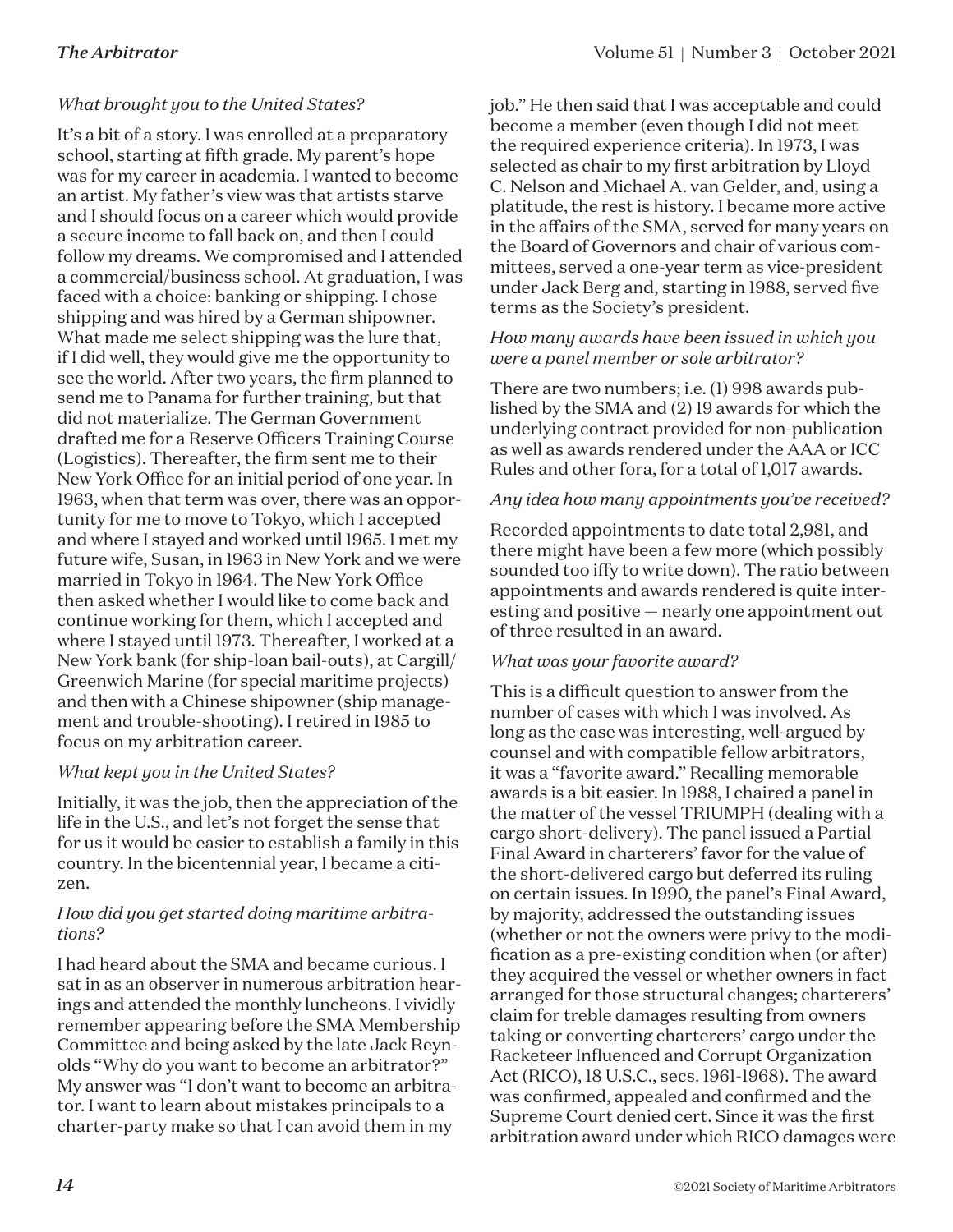*What brought you to the United States?*

It's a bit of a story. I was enrolled at a preparatory school, starting at fifth grade. My parent's hope was for my career in academia. I wanted to become an artist. My father's view was that artists starve and I should focus on a career which would provide a secure income to fall back on, and then I could follow my dreams. We compromised and I attended a commercial/business school. At graduation, I was faced with a choice: banking or shipping. I chose shipping and was hired by a German shipowner. What made me select shipping was the lure that, if I did well, they would give me the opportunity to see the world. After two years, the firm planned to send me to Panama for further training, but that did not materialize. The German Government drafted me for a Reserve Officers Training Course (Logistics). Thereafter, the firm sent me to their New York Office for an initial period of one year. In 1963, when that term was over, there was an opportunity for me to move to Tokyo, which I accepted and where I stayed and worked until 1965. I met my future wife, Susan, in 1963 in New York and we were married in Tokyo in 1964. The New York Office then asked whether I would like to come back and continue working for them, which I accepted and where I stayed until 1973. Thereafter, I worked at a New York bank (for ship-loan bail-outs), at Cargill/Greenwich Marine (for special maritime projects) and then with a Chinese shipowner (ship management and trouble-shooting). I retired in 1985 to focus on my arbitration career.

*What kept you in the United States?*

Initially, it was the job, then the appreciation of the life in the U.S., and let's not forget the sense that for us it would be easier to establish a family in this country. In the bicentennial year, I became a citizen.

*How did you get started doing maritime arbitrations?*

I had heard about the SMA and became curious. I sat in as an observer in numerous arbitration hearings and attended the monthly luncheons. I vividly remember appearing before the SMA Membership Committee and being asked by the late Jack Reynolds "Why do you want to become an arbitrator?" My answer was "I don't want to become an arbitrator. I want to learn about mistakes principals to a charter-party make so that I can avoid them in my job." He then said that I was acceptable and could become a member (even though I did not meet the required experience criteria). In 1973, I was selected as chair to my first arbitration by Lloyd C. Nelson and Michael A. van Gelder, and, using a platitude, the rest is history. I became more active in the affairs of the SMA, served for many years on the Board of Governors and chair of various committees, served a one-year term as vice-president under Jack Berg and, starting in 1988, served five terms as the Society's president.

*How many awards have been issued in which you were a panel member or sole arbitrator?*

There are two numbers; i.e. (1) 998 awards published by the SMA and (2) 19 awards for which the underlying contract provided for non-publication as well as awards rendered under the AAA or ICC Rules and other fora, for a total of 1,017 awards.

*Any idea how many appointments you've received?*

Recorded appointments to date total 2,981, and there might have been a few more (which possibly sounded too iffy to write down). The ratio between appointments and awards rendered is quite interesting and positive — nearly one appointment out of three resulted in an award.

*What was your favorite award?*

This is a difficult question to answer from the number of cases with which I was involved. As long as the case was interesting, well-argued by counsel and with compatible fellow arbitrators, it was a "favorite award." Recalling memorable awards is a bit easier. In 1988, I chaired a panel in the matter of the vessel TRIUMPH (dealing with a cargo short-delivery). The panel issued a Partial Final Award in charterers' favor for the value of the short-delivered cargo but deferred its ruling on certain issues. In 1990, the panel's Final Award, by majority, addressed the outstanding issues (whether or not the owners were privy to the modification as a pre-existing condition when (or after) they acquired the vessel or whether owners in fact arranged for those structural changes; charterers' claim for treble damages resulting from owners taking or converting charterers' cargo under the Racketeer Influenced and Corrupt Organization Act (RICO), 18 U.S.C., secs. 1961-1968). The award was confirmed, appealed and confirmed and the Supreme Court denied cert. Since it was the first arbitration award under which RICO damages were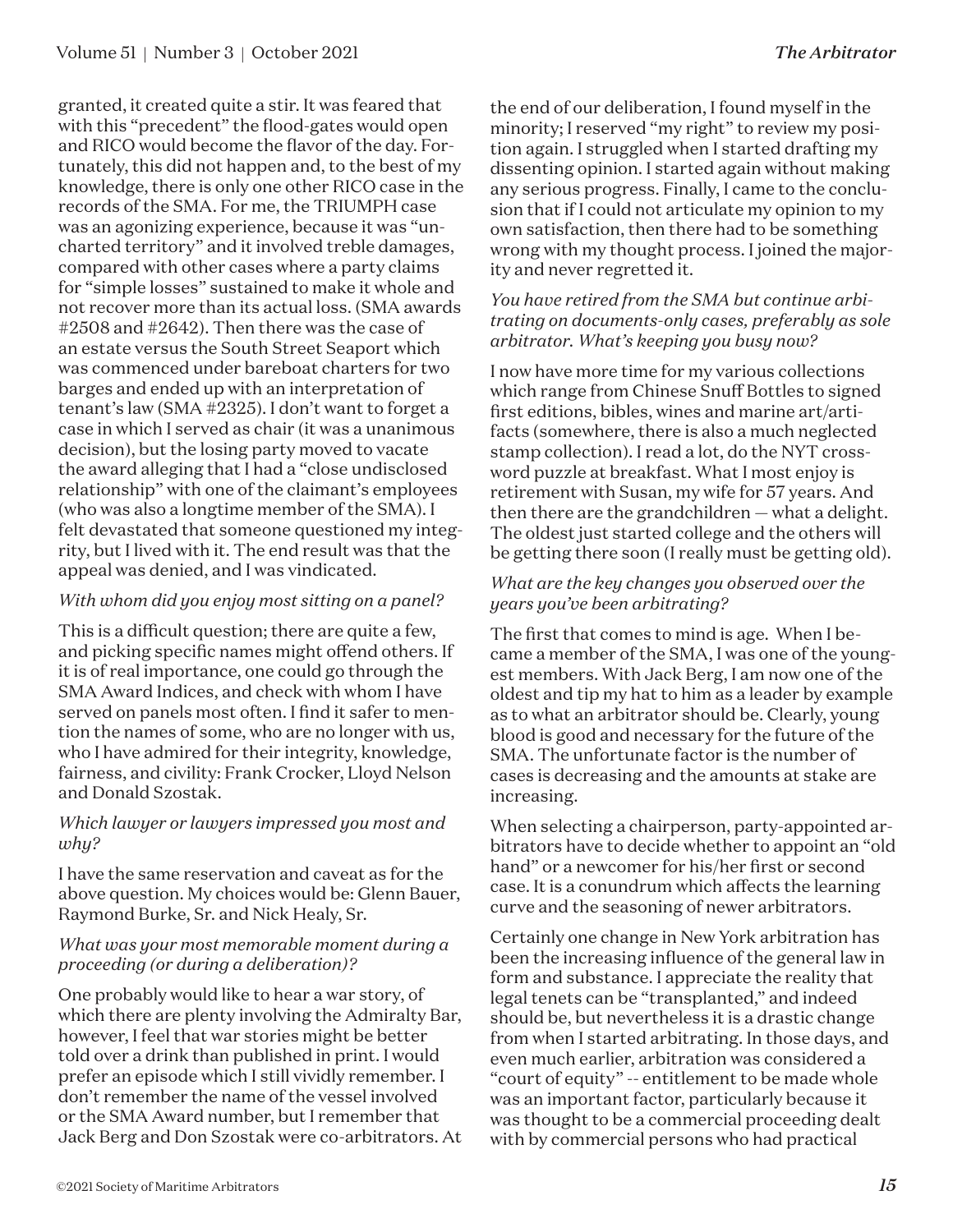granted, it created quite a stir. It was feared that with this "precedent" the flood-gates would open and RICO would become the flavor of the day. Fortunately, this did not happen and, to the best of my knowledge, there is only one other RICO case in the records of the SMA. For me, the TRIUMPH case was an agonizing experience, because it was "uncharted territory" and it involved treble damages, compared with other cases where a party claims for "simple losses" sustained to make it whole and not recover more than its actual loss. (SMA awards #2508 and #2642). Then there was the case of an estate versus the South Street Seaport which was commenced under bareboat charters for two barges and ended up with an interpretation of tenant's law (SMA #2325). I don't want to forget a case in which I served as chair (it was a unanimous decision), but the losing party moved to vacate the award alleging that I had a "close undisclosed relationship" with one of the claimant's employees (who was also a longtime member of the SMA). I felt devastated that someone questioned my integrity, but I lived with it. The end result was that the appeal was denied, and I was vindicated.

*With whom did you enjoy most sitting on a panel?*

This is a difficult question; there are quite a few, and picking specific names might offend others. If it is of real importance, one could go through the SMA Award Indices, and check with whom I have served on panels most often. I find it safer to mention the names of some, who are no longer with us, who I have admired for their integrity, knowledge, fairness, and civility: Frank Crocker, Lloyd Nelson and Donald Szostak.

*Which lawyer or lawyers impressed you most and why?*

I have the same reservation and caveat as for the above question. My choices would be: Glenn Bauer, Raymond Burke, Sr. and Nick Healy, Sr.

*What was your most memorable moment during a proceeding (or during a deliberation)?*

One probably would like to hear a war story, of which there are plenty involving the Admiralty Bar, however, I feel that war stories might be better told over a drink than published in print. I would prefer an episode which I still vividly remember. I don't remember the name of the vessel involved or the SMA Award number, but I remember that Jack Berg and Don Szostak were co-arbitrators. At the end of our deliberation, I found myself in the minority; I reserved "my right" to review my position again. I struggled when I started drafting my dissenting opinion. I started again without making any serious progress. Finally, I came to the conclusion that if I could not articulate my opinion to my own satisfaction, then there had to be something wrong with my thought process. I joined the majority and never regretted it.

*You have retired from the SMA but continue arbitrating on documents-only cases, preferably as sole arbitrator. What's keeping you busy now?*

I now have more time for my various collections which range from Chinese Snuff Bottles to signed first editions, bibles, wines and marine art/artifacts (somewhere, there is also a much neglected stamp collection). I read a lot, do the NYT crossword puzzle at breakfast. What I most enjoy is retirement with Susan, my wife for 57 years. And then there are the grandchildren — what a delight. The oldest just started college and the others will be getting there soon (I really must be getting old).

*What are the key changes you observed over the years you've been arbitrating?*

The first that comes to mind is age. When I became a member of the SMA, I was one of the youngest members. With Jack Berg, I am now one of the oldest and tip my hat to him as a leader by example as to what an arbitrator should be. Clearly, young blood is good and necessary for the future of the SMA. The unfortunate factor is the number of cases is decreasing and the amounts at stake are increasing.

When selecting a chairperson, party-appointed arbitrators have to decide whether to appoint an "old hand" or a newcomer for his/her first or second case. It is a conundrum which affects the learning curve and the seasoning of newer arbitrators.

Certainly one change in New York arbitration has been the increasing influence of the general law in form and substance. I appreciate the reality that legal tenets can be "transplanted," and indeed should be, but nevertheless it is a drastic change from when I started arbitrating. In those days, and even much earlier, arbitration was considered a "court of equity" -- entitlement to be made whole was an important factor, particularly because it was thought to be a commercial proceeding dealt with by commercial persons who had practical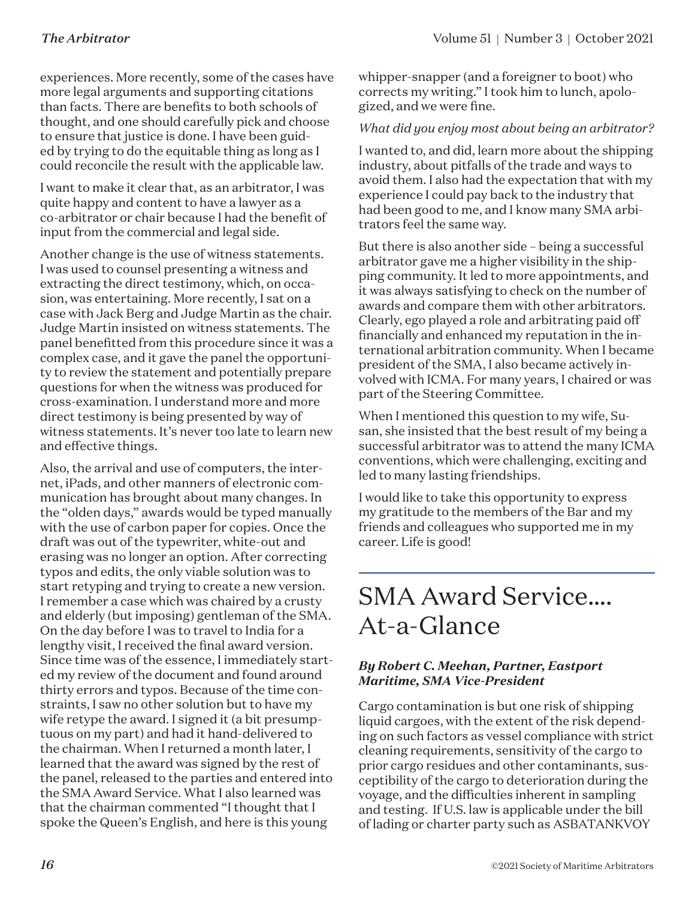experiences. More recently, some of the cases have more legal arguments and supporting citations than facts. There are benefits to both schools of thought, and one should carefully pick and choose to ensure that justice is done. I have been guided by trying to do the equitable thing as long as I could reconcile the result with the applicable law.

I want to make it clear that, as an arbitrator, I was quite happy and content to have a lawyer as a co-arbitrator or chair because I had the benefit of input from the commercial and legal side.

Another change is the use of witness statements. I was used to counsel presenting a witness and extracting the direct testimony, which, on occasion, was entertaining. More recently, I sat on a case with Jack Berg and Judge Martin as the chair. Judge Martin insisted on witness statements. The panel benefitted from this procedure since it was a complex case, and it gave the panel the opportunity to review the statement and potentially prepare questions for when the witness was produced for cross-examination. I understand more and more direct testimony is being presented by way of witness statements. It's never too late to learn new and effective things.

Also, the arrival and use of computers, the internet, iPads, and other manners of electronic communication has brought about many changes. In the "olden days," awards would be typed manually with the use of carbon paper for copies. Once the draft was out of the typewriter, white-out and erasing was no longer an option. After correcting typos and edits, the only viable solution was to start retyping and trying to create a new version. I remember a case which was chaired by a crusty and elderly (but imposing) gentleman of the SMA. On the day before I was to travel to India for a lengthy visit, I received the final award version. Since time was of the essence, I immediately started my review of the document and found around thirty errors and typos. Because of the time constraints, I saw no other solution but to have my wife retype the award. I signed it (a bit presumptuous on my part) and had it hand-delivered to the chairman. When I returned a month later, I learned that the award was signed by the rest of the panel, released to the parties and entered into the SMA Award Service. What I also learned was that the chairman commented "I thought that I spoke the Queen's English, and here is this young whipper-snapper (and a foreigner to boot) who corrects my writing." I took him to lunch, apologized, and we were fine.

*What did you enjoy most about being an arbitrator?*

I wanted to, and did, learn more about the shipping industry, about pitfalls of the trade and ways to avoid them. I also had the expectation that with my experience I could pay back to the industry that had been good to me, and I know many SMA arbitrators feel the same way.

But there is also another side – being a successful arbitrator gave me a higher visibility in the shipping community. It led to more appointments, and it was always satisfying to check on the number of awards and compare them with other arbitrators. Clearly, ego played a role and arbitrating paid off financially and enhanced my reputation in the international arbitration community. When I became president of the SMA, I also became actively involved with ICMA. For many years, I chaired or was part of the Steering Committee.

When I mentioned this question to my wife, Susan, she insisted that the best result of my being a successful arbitrator was to attend the many ICMA conventions, which were challenging, exciting and led to many lasting friendships.

I would like to take this opportunity to express my gratitude to the members of the Bar and my friends and colleagues who supported me in my career. Life is good!

# SMA Award Service.... At-a-Glance

***By Robert C. Meehan, Partner, Eastport Maritime, SMA Vice-President***

Cargo contamination is but one risk of shipping liquid cargoes, with the extent of the risk depending on such factors as vessel compliance with strict cleaning requirements, sensitivity of the cargo to prior cargo residues and other contaminants, susceptibility of the cargo to deterioration during the voyage, and the difficulties inherent in sampling and testing. If U.S. law is applicable under the bill of lading or charter party such as ASBATANKVOY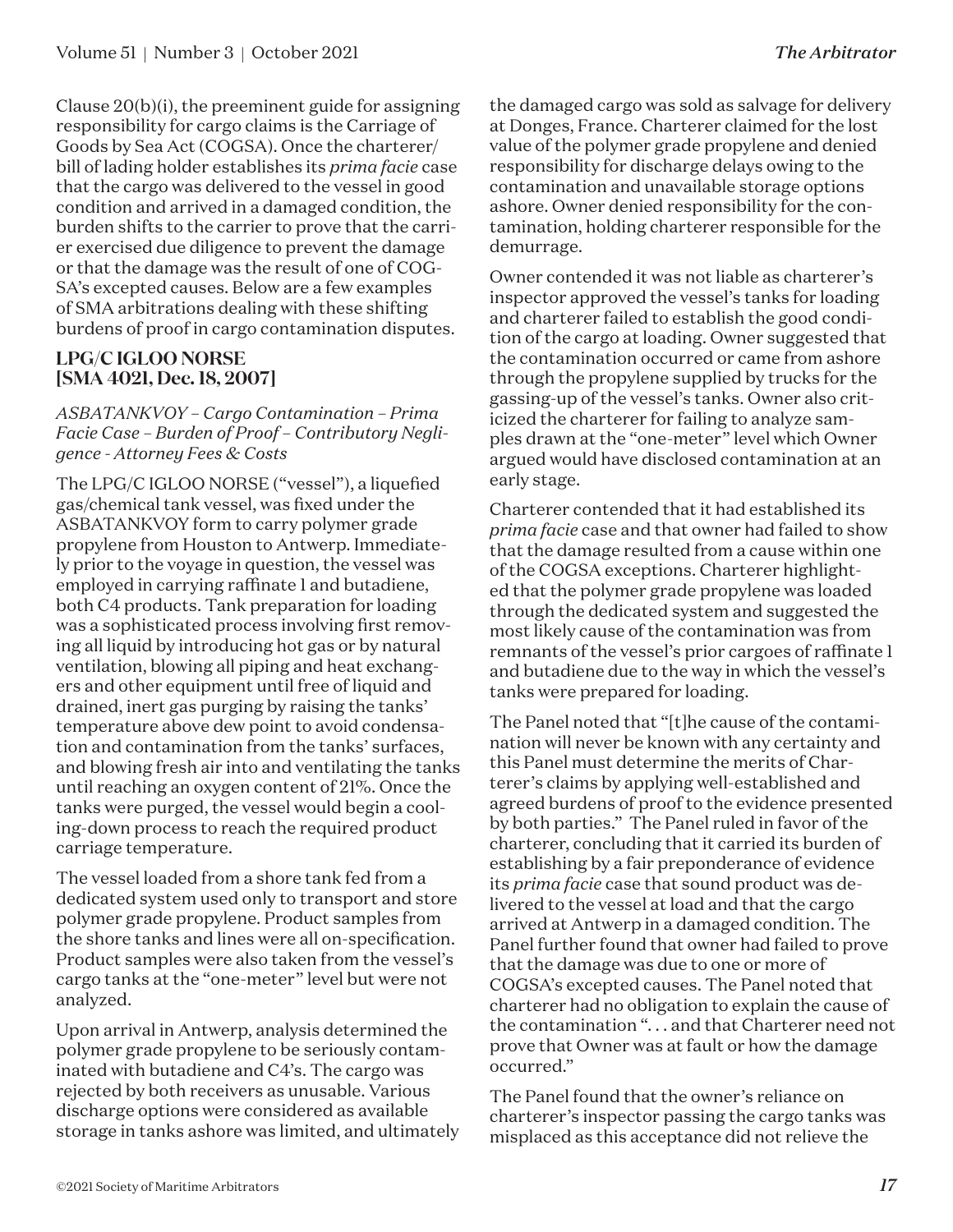Clause 20(b)(i), the preeminent guide for assigning responsibility for cargo claims is the Carriage of Goods by Sea Act (COGSA). Once the charterer/ bill of lading holder establishes its *prima facie* case that the cargo was delivered to the vessel in good condition and arrived in a damaged condition, the burden shifts to the carrier to prove that the carrier exercised due diligence to prevent the damage or that the damage was the result of one of COGSA's excepted causes. Below are a few examples of SMA arbitrations dealing with these shifting burdens of proof in cargo contamination disputes.

### LPG/C IGLOO NORSE [SMA 4021, Dec. 18, 2007]

*ASBATANKVOY – Cargo Contamination – Prima Facie Case – Burden of Proof – Contributory Negligence - Attorney Fees & Costs*

The LPG/C IGLOO NORSE ("vessel"), a liquefied gas/chemical tank vessel, was fixed under the ASBATANKVOY form to carry polymer grade propylene from Houston to Antwerp. Immediately prior to the voyage in question, the vessel was employed in carrying raffinate 1 and butadiene, both C4 products. Tank preparation for loading was a sophisticated process involving first removing all liquid by introducing hot gas or by natural ventilation, blowing all piping and heat exchangers and other equipment until free of liquid and drained, inert gas purging by raising the tanks' temperature above dew point to avoid condensation and contamination from the tanks' surfaces, and blowing fresh air into and ventilating the tanks until reaching an oxygen content of 21%. Once the tanks were purged, the vessel would begin a cooling-down process to reach the required product carriage temperature.

The vessel loaded from a shore tank fed from a dedicated system used only to transport and store polymer grade propylene. Product samples from the shore tanks and lines were all on-specification. Product samples were also taken from the vessel's cargo tanks at the "one-meter" level but were not analyzed.

Upon arrival in Antwerp, analysis determined the polymer grade propylene to be seriously contaminated with butadiene and C4's. The cargo was rejected by both receivers as unusable. Various discharge options were considered as available storage in tanks ashore was limited, and ultimately the damaged cargo was sold as salvage for delivery at Donges, France. Charterer claimed for the lost value of the polymer grade propylene and denied responsibility for discharge delays owing to the contamination and unavailable storage options ashore. Owner denied responsibility for the contamination, holding charterer responsible for the demurrage.

Owner contended it was not liable as charterer's inspector approved the vessel's tanks for loading and charterer failed to establish the good condition of the cargo at loading. Owner suggested that the contamination occurred or came from ashore through the propylene supplied by trucks for the gassing-up of the vessel's tanks. Owner also criticized the charterer for failing to analyze samples drawn at the "one-meter" level which Owner argued would have disclosed contamination at an early stage.

Charterer contended that it had established its *prima facie* case and that owner had failed to show that the damage resulted from a cause within one of the COGSA exceptions. Charterer highlighted that the polymer grade propylene was loaded through the dedicated system and suggested the most likely cause of the contamination was from remnants of the vessel's prior cargoes of raffinate 1 and butadiene due to the way in which the vessel's tanks were prepared for loading.

The Panel noted that "[t]he cause of the contamination will never be known with any certainty and this Panel must determine the merits of Charterer's claims by applying well-established and agreed burdens of proof to the evidence presented by both parties." The Panel ruled in favor of the charterer, concluding that it carried its burden of establishing by a fair preponderance of evidence its *prima facie* case that sound product was delivered to the vessel at load and that the cargo arrived at Antwerp in a damaged condition. The Panel further found that owner had failed to prove that the damage was due to one or more of COGSA's excepted causes. The Panel noted that charterer had no obligation to explain the cause of the contamination ". . . and that Charterer need not prove that Owner was at fault or how the damage occurred."

The Panel found that the owner's reliance on charterer's inspector passing the cargo tanks was misplaced as this acceptance did not relieve the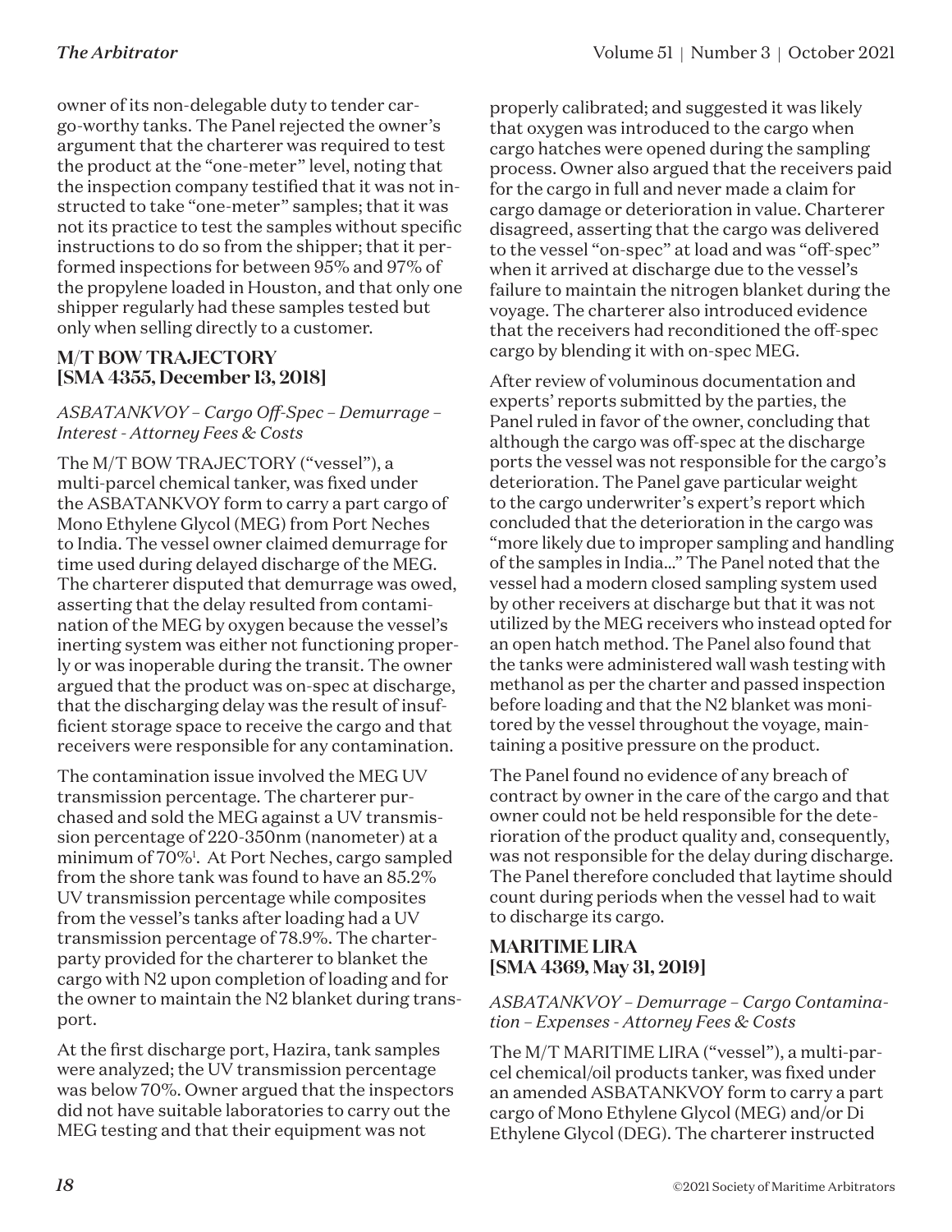owner of its non-delegable duty to tender cargo-worthy tanks. The Panel rejected the owner's argument that the charterer was required to test the product at the "one-meter" level, noting that the inspection company testified that it was not instructed to take "one-meter" samples; that it was not its practice to test the samples without specific instructions to do so from the shipper; that it performed inspections for between 95% and 97% of the propylene loaded in Houston, and that only one shipper regularly had these samples tested but only when selling directly to a customer.

### M/T BOW TRAJECTORY [SMA 4355, December 13, 2018]

*ASBATANKVOY – Cargo Off-Spec – Demurrage – Interest - Attorney Fees & Costs*

The M/T BOW TRAJECTORY ("vessel"), a multi-parcel chemical tanker, was fixed under the ASBATANKVOY form to carry a part cargo of Mono Ethylene Glycol (MEG) from Port Neches to India. The vessel owner claimed demurrage for time used during delayed discharge of the MEG. The charterer disputed that demurrage was owed, asserting that the delay resulted from contamination of the MEG by oxygen because the vessel's inerting system was either not functioning properly or was inoperable during the transit. The owner argued that the product was on-spec at discharge, that the discharging delay was the result of insufficient storage space to receive the cargo and that receivers were responsible for any contamination.

The contamination issue involved the MEG UV transmission percentage. The charterer purchased and sold the MEG against a UV transmission percentage of 220-350nm (nanometer) at a minimum of 70%[1]. At Port Neches, cargo sampled from the shore tank was found to have an 85.2% UV transmission percentage while composites from the vessel's tanks after loading had a UV transmission percentage of 78.9%. The charterparty provided for the charterer to blanket the cargo with N2 upon completion of loading and for the owner to maintain the N2 blanket during transport.

At the first discharge port, Hazira, tank samples were analyzed; the UV transmission percentage was below 70%. Owner argued that the inspectors did not have suitable laboratories to carry out the MEG testing and that their equipment was not properly calibrated; and suggested it was likely that oxygen was introduced to the cargo when cargo hatches were opened during the sampling process. Owner also argued that the receivers paid for the cargo in full and never made a claim for cargo damage or deterioration in value. Charterer disagreed, asserting that the cargo was delivered to the vessel "on-spec" at load and was "off-spec" when it arrived at discharge due to the vessel's failure to maintain the nitrogen blanket during the voyage. The charterer also introduced evidence that the receivers had reconditioned the off-spec cargo by blending it with on-spec MEG.

After review of voluminous documentation and experts' reports submitted by the parties, the Panel ruled in favor of the owner, concluding that although the cargo was off-spec at the discharge ports the vessel was not responsible for the cargo's deterioration. The Panel gave particular weight to the cargo underwriter's expert's report which concluded that the deterioration in the cargo was "more likely due to improper sampling and handling of the samples in India…" The Panel noted that the vessel had a modern closed sampling system used by other receivers at discharge but that it was not utilized by the MEG receivers who instead opted for an open hatch method. The Panel also found that the tanks were administered wall wash testing with methanol as per the charter and passed inspection before loading and that the N2 blanket was monitored by the vessel throughout the voyage, maintaining a positive pressure on the product.

The Panel found no evidence of any breach of contract by owner in the care of the cargo and that owner could not be held responsible for the deterioration of the product quality and, consequently, was not responsible for the delay during discharge. The Panel therefore concluded that laytime should count during periods when the vessel had to wait to discharge its cargo.

### MARITIME LIRA [SMA 4369, May 31, 2019]

*ASBATANKVOY – Demurrage – Cargo Contamination – Expenses - Attorney Fees & Costs*

The M/T MARITIME LIRA ("vessel"), a multi-parcel chemical/oil products tanker, was fixed under an amended ASBATANKVOY form to carry a part cargo of Mono Ethylene Glycol (MEG) and/or Di Ethylene Glycol (DEG). The charterer instructed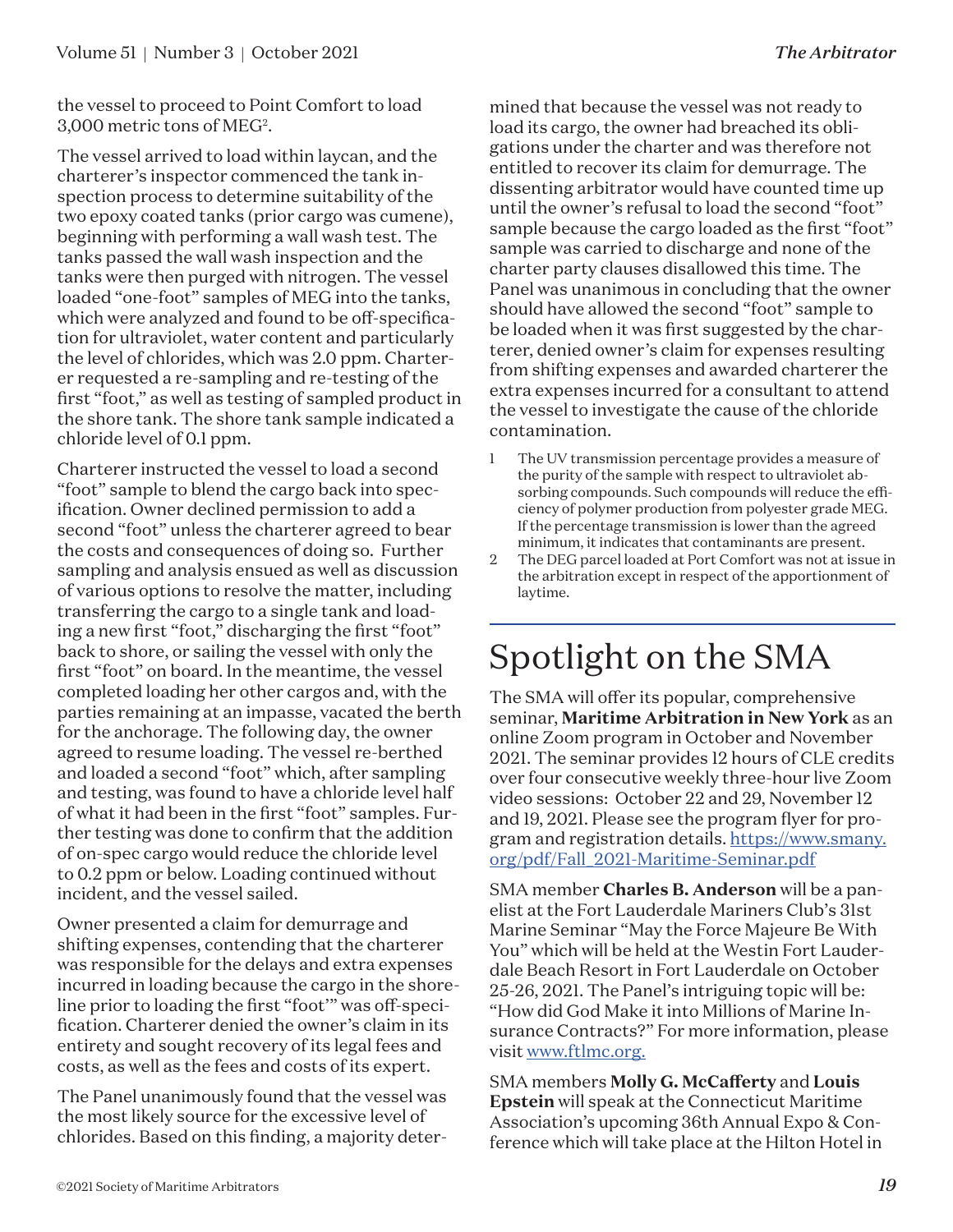the vessel to proceed to Point Comfort to load 3,000 metric tons of MEG[2].

The vessel arrived to load within laycan, and the charterer's inspector commenced the tank inspection process to determine suitability of the two epoxy coated tanks (prior cargo was cumene), beginning with performing a wall wash test. The tanks passed the wall wash inspection and the tanks were then purged with nitrogen. The vessel loaded "one-foot" samples of MEG into the tanks, which were analyzed and found to be off-specification for ultraviolet, water content and particularly the level of chlorides, which was 2.0 ppm. Charterer requested a re-sampling and re-testing of the first "foot," as well as testing of sampled product in the shore tank. The shore tank sample indicated a chloride level of 0.1 ppm.

Charterer instructed the vessel to load a second "foot" sample to blend the cargo back into specification. Owner declined permission to add a second "foot" unless the charterer agreed to bear the costs and consequences of doing so. Further sampling and analysis ensued as well as discussion of various options to resolve the matter, including transferring the cargo to a single tank and loading a new first "foot," discharging the first "foot" back to shore, or sailing the vessel with only the first "foot" on board. In the meantime, the vessel completed loading her other cargos and, with the parties remaining at an impasse, vacated the berth for the anchorage. The following day, the owner agreed to resume loading. The vessel re-berthed and loaded a second "foot" which, after sampling and testing, was found to have a chloride level half of what it had been in the first "foot" samples. Further testing was done to confirm that the addition of on-spec cargo would reduce the chloride level to 0.2 ppm or below. Loading continued without incident, and the vessel sailed.

Owner presented a claim for demurrage and shifting expenses, contending that the charterer was responsible for the delays and extra expenses incurred in loading because the cargo in the shoreline prior to loading the first "foot'" was off-specification. Charterer denied the owner's claim in its entirety and sought recovery of its legal fees and costs, as well as the fees and costs of its expert.

The Panel unanimously found that the vessel was the most likely source for the excessive level of chlorides. Based on this finding, a majority determined that because the vessel was not ready to load its cargo, the owner had breached its obligations under the charter and was therefore not entitled to recover its claim for demurrage. The dissenting arbitrator would have counted time up until the owner's refusal to load the second "foot" sample because the cargo loaded as the first "foot" sample was carried to discharge and none of the charter party clauses disallowed this time. The Panel was unanimous in concluding that the owner should have allowed the second "foot" sample to be loaded when it was first suggested by the charterer, denied owner's claim for expenses resulting from shifting expenses and awarded charterer the extra expenses incurred for a consultant to attend the vessel to investigate the cause of the chloride contamination.

1 The UV transmission percentage provides a measure of the purity of the sample with respect to ultraviolet absorbing compounds. Such compounds will reduce the efficiency of polymer production from polyester grade MEG. If the percentage transmission is lower than the agreed minimum, it indicates that contaminants are present.

2 The DEG parcel loaded at Port Comfort was not at issue in the arbitration except in respect of the apportionment of laytime.

# Spotlight on the SMA

The SMA will offer its popular, comprehensive seminar, **Maritime Arbitration in New York** as an online Zoom program in October and November 2021. The seminar provides 12 hours of CLE credits over four consecutive weekly three-hour live Zoom video sessions: October 22 and 29, November 12 and 19, 2021. Please see the program flyer for program and registration details. https://www.smany.org/pdf/Fall_2021-Maritime-Seminar.pdf

SMA member **Charles B. Anderson** will be a panelist at the Fort Lauderdale Mariners Club's 31st Marine Seminar "May the Force Majeure Be With You" which will be held at the Westin Fort Lauderdale Beach Resort in Fort Lauderdale on October 25-26, 2021. The Panel's intriguing topic will be: "How did God Make it into Millions of Marine Insurance Contracts?" For more information, please visit www.ftlmc.org.

SMA members **Molly G. McCafferty** and **Louis Epstein** will speak at the Connecticut Maritime Association's upcoming 36th Annual Expo & Conference which will take place at the Hilton Hotel in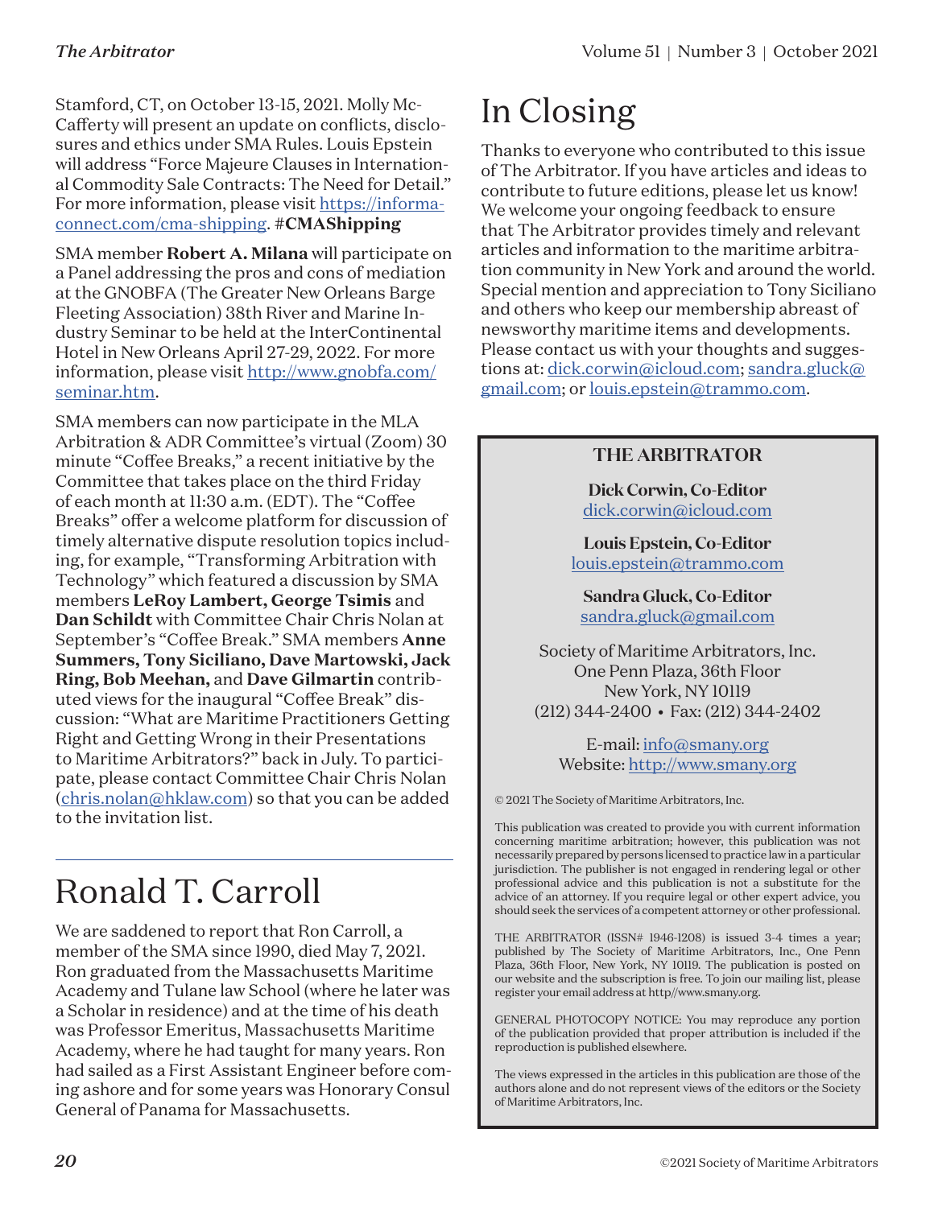Stamford, CT, on October 13-15, 2021. Molly McCafferty will present an update on conflicts, disclosures and ethics under SMA Rules. Louis Epstein will address "Force Majeure Clauses in International Commodity Sale Contracts: The Need for Detail." For more information, please visit https://informa-connect.com/cma-shipping. #**CMAShipping**

SMA member **Robert A. Milana** will participate on a Panel addressing the pros and cons of mediation at the GNOBFA (The Greater New Orleans Barge Fleeting Association) 38th River and Marine Industry Seminar to be held at the InterContinental Hotel in New Orleans April 27-29, 2022. For more information, please visit http://www.gnobfa.com/seminar.htm.

SMA members can now participate in the MLA Arbitration & ADR Committee's virtual (Zoom) 30 minute "Coffee Breaks," a recent initiative by the Committee that takes place on the third Friday of each month at 11:30 a.m. (EDT). The "Coffee Breaks" offer a welcome platform for discussion of timely alternative dispute resolution topics including, for example, "Transforming Arbitration with Technology" which featured a discussion by SMA members **LeRoy Lambert, George Tsimis** and **Dan Schildt** with Committee Chair Chris Nolan at September's "Coffee Break." SMA members **Anne Summers, Tony Siciliano, Dave Martowski, Jack Ring, Bob Meehan,** and **Dave Gilmartin** contributed views for the inaugural "Coffee Break" discussion: "What are Maritime Practitioners Getting Right and Getting Wrong in their Presentations to Maritime Arbitrators?" back in July. To participate, please contact Committee Chair Chris Nolan (chris.nolan@hklaw.com) so that you can be added to the invitation list.

# Ronald T. Carroll

We are saddened to report that Ron Carroll, a member of the SMA since 1990, died May 7, 2021. Ron graduated from the Massachusetts Maritime Academy and Tulane law School (where he later was a Scholar in residence) and at the time of his death was Professor Emeritus, Massachusetts Maritime Academy, where he had taught for many years. Ron had sailed as a First Assistant Engineer before coming ashore and for some years was Honorary Consul General of Panama for Massachusetts.

# In Closing

Thanks to everyone who contributed to this issue of The Arbitrator. If you have articles and ideas to contribute to future editions, please let us know! We welcome your ongoing feedback to ensure that The Arbitrator provides timely and relevant articles and information to the maritime arbitration community in New York and around the world. Special mention and appreciation to Tony Siciliano and others who keep our membership abreast of newsworthy maritime items and developments. Please contact us with your thoughts and suggestions at: dick.corwin@icloud.com; sandra.gluck@gmail.com; or louis.epstein@trammo.com.

**THE ARBITRATOR**

**Dick Corwin, Co-Editor**
dick.corwin@icloud.com

**Louis Epstein, Co-Editor**
louis.epstein@trammo.com

**Sandra Gluck, Co-Editor**
sandra.gluck@gmail.com

Society of Maritime Arbitrators, Inc.
One Penn Plaza, 36th Floor
New York, NY 10119
(212) 344-2400 • Fax: (212) 344-2402

E-mail: info@smany.org
Website: http://www.smany.org

© 2021 The Society of Maritime Arbitrators, Inc.

This publication was created to provide you with current information concerning maritime arbitration; however, this publication was not necessarily prepared by persons licensed to practice law in a particular jurisdiction. The publisher is not engaged in rendering legal or other professional advice and this publication is not a substitute for the advice of an attorney. If you require legal or other expert advice, you should seek the services of a competent attorney or other professional.

THE ARBITRATOR (ISSN# 1946-1208) is issued 3-4 times a year; published by The Society of Maritime Arbitrators, Inc., One Penn Plaza, 36th Floor, New York, NY 10119. The publication is posted on our website and the subscription is free. To join our mailing list, please register your email address at http//www.smany.org.

GENERAL PHOTOCOPY NOTICE: You may reproduce any portion of the publication provided that proper attribution is included if the reproduction is published elsewhere.

The views expressed in the articles in this publication are those of the authors alone and do not represent views of the editors or the Society of Maritime Arbitrators, Inc.